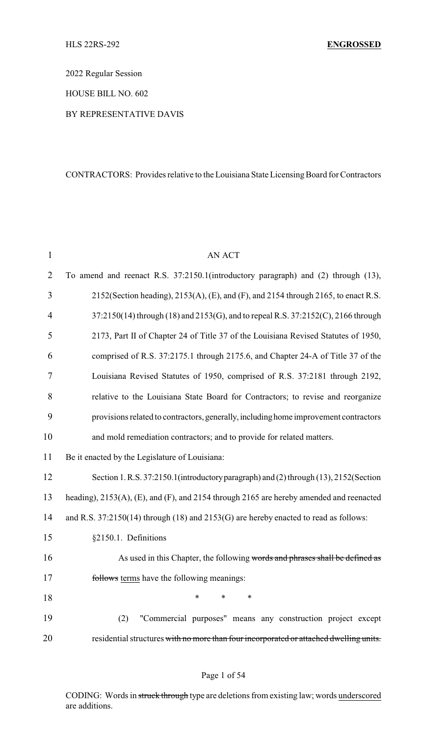2022 Regular Session

HOUSE BILL NO. 602

BY REPRESENTATIVE DAVIS

CONTRACTORS: Provides relative to the Louisiana State Licensing Board for Contractors

AN ACT

To amend and reenact R.S. 37:2150.1(introductory paragraph) and (2) through (13), 2152(Section heading), 2153(A), (E), and (F), and 2154 through 2165, to enact R.S. 37:2150(14) through (18) and 2153(G), and to repeal R.S. 37:2152(C), 2166 through 2173, Part II of Chapter 24 of Title 37 of the Louisiana Revised Statutes of 1950, comprised of R.S. 37:2175.1 through 2175.6, and Chapter 24-A of Title 37 of the Louisiana Revised Statutes of 1950, comprised of R.S. 37:2181 through 2192, relative to the Louisiana State Board for Contractors; to revise and reorganize provisions related to contractors, generally, including home improvement contractors and mold remediation contractors; and to provide for related matters.

Be it enacted by the Legislature of Louisiana:

Section 1. R.S. 37:2150.1(introductory paragraph) and (2) through (13), 2152(Section heading), 2153(A), (E), and (F), and 2154 through 2165 are hereby amended and reenacted and R.S. 37:2150(14) through (18) and 2153(G) are hereby enacted to read as follows:

§2150.1. Definitions

As used in this Chapter, the following ~~words and phrases shall be defined as follows~~ terms have the following meanings:

\* \* \*

(2) "Commercial purposes" means any construction project except residential structures ~~with no more than four incorporated or attached dwelling units.~~

CODING: Words in ~~struck through~~ type are deletions from existing law; words underscored are additions.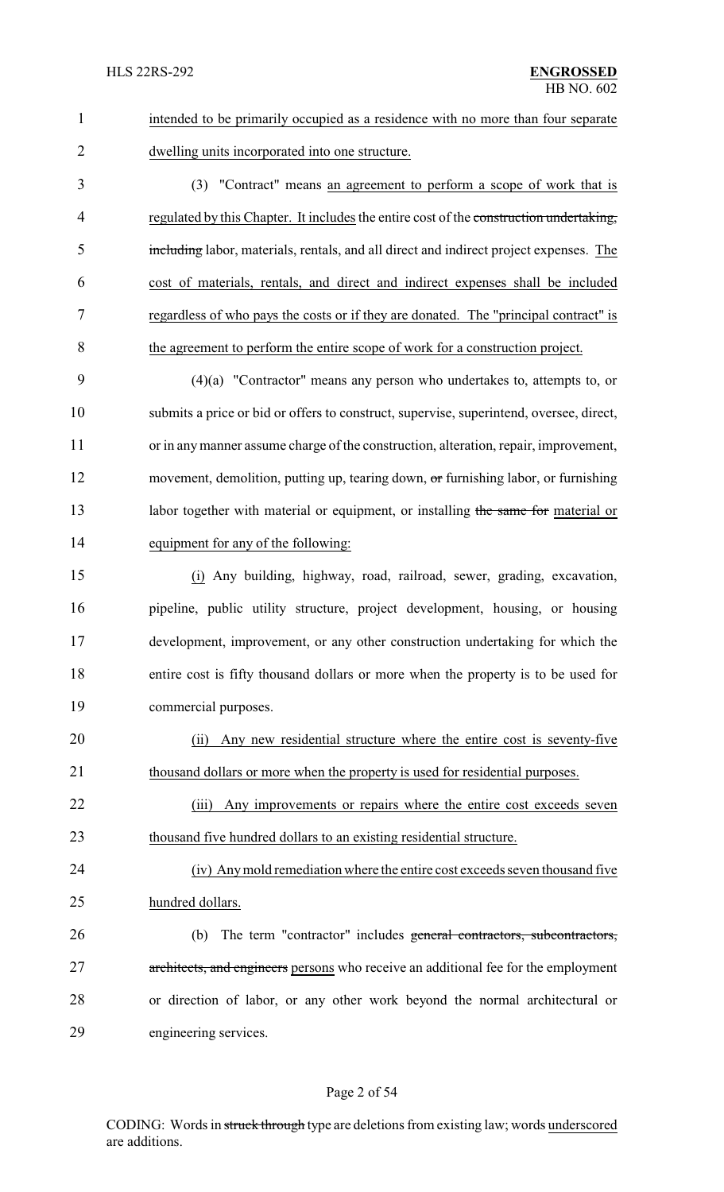intended to be primarily occupied as a residence with no more than four separate dwelling units incorporated into one structure.

(3) "Contract" means an agreement to perform a scope of work that is regulated by this Chapter. It includes the entire cost of the construction undertaking, including labor, materials, rentals, and all direct and indirect project expenses. The cost of materials, rentals, and direct and indirect expenses shall be included regardless of who pays the costs or if they are donated. The "principal contract" is the agreement to perform the entire scope of work for a construction project.

(4)(a) "Contractor" means any person who undertakes to, attempts to, or submits a price or bid or offers to construct, supervise, superintend, oversee, direct, or in any manner assume charge of the construction, alteration, repair, improvement, movement, demolition, putting up, tearing down, or furnishing labor, or furnishing labor together with material or equipment, or installing the same for material or equipment for any of the following:

(i) Any building, highway, road, railroad, sewer, grading, excavation, pipeline, public utility structure, project development, housing, or housing development, improvement, or any other construction undertaking for which the entire cost is fifty thousand dollars or more when the property is to be used for commercial purposes.

(ii) Any new residential structure where the entire cost is seventy-five thousand dollars or more when the property is used for residential purposes.

(iii) Any improvements or repairs where the entire cost exceeds seven thousand five hundred dollars to an existing residential structure.

(iv) Any mold remediation where the entire cost exceeds seven thousand five hundred dollars.

(b) The term "contractor" includes general contractors, subcontractors, architects, and engineers persons who receive an additional fee for the employment or direction of labor, or any other work beyond the normal architectural or engineering services.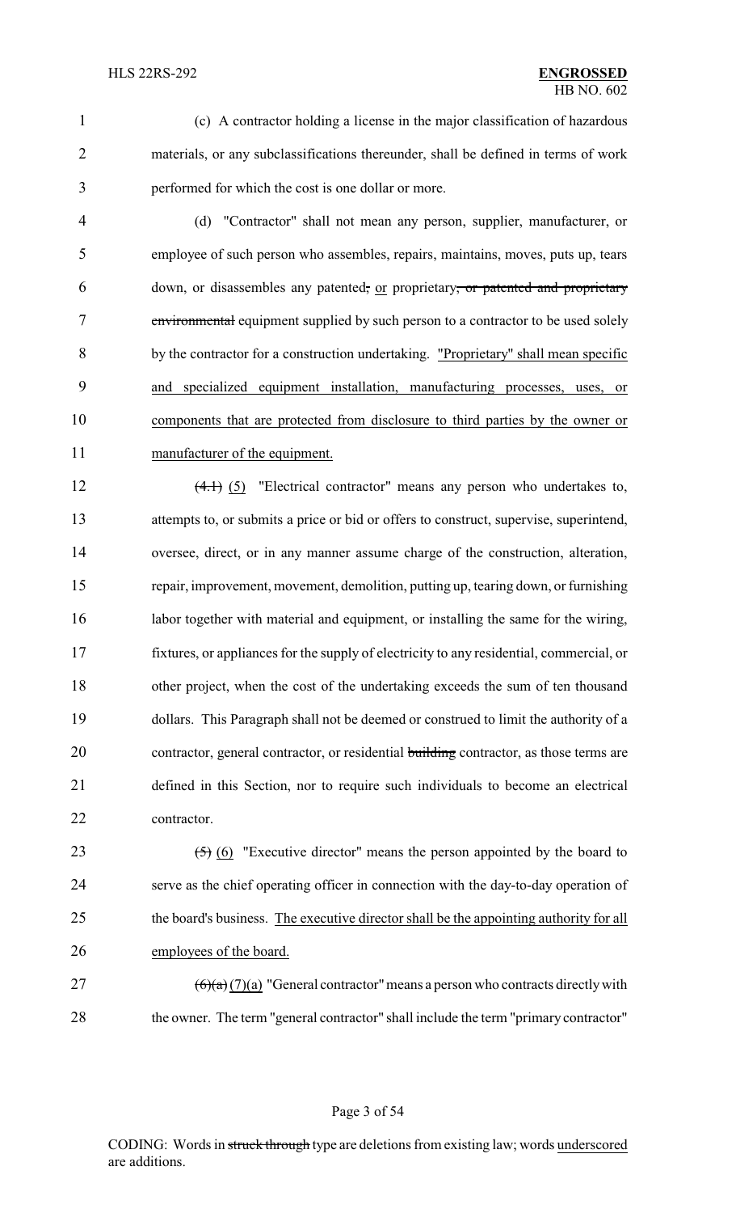(c) A contractor holding a license in the major classification of hazardous materials, or any subclassifications thereunder, shall be defined in terms of work performed for which the cost is one dollar or more.

(d) "Contractor" shall not mean any person, supplier, manufacturer, or employee of such person who assembles, repairs, maintains, moves, puts up, tears down, or disassembles any patented~~,~~ or proprietary~~, or patented and proprietary environmental~~ equipment supplied by such person to a contractor to be used solely by the contractor for a construction undertaking. "Proprietary" shall mean specific and specialized equipment installation, manufacturing processes, uses, or components that are protected from disclosure to third parties by the owner or manufacturer of the equipment.

~~(4.1)~~ (5) "Electrical contractor" means any person who undertakes to, attempts to, or submits a price or bid or offers to construct, supervise, superintend, oversee, direct, or in any manner assume charge of the construction, alteration, repair, improvement, movement, demolition, putting up, tearing down, or furnishing labor together with material and equipment, or installing the same for the wiring, fixtures, or appliances for the supply of electricity to any residential, commercial, or other project, when the cost of the undertaking exceeds the sum of ten thousand dollars. This Paragraph shall not be deemed or construed to limit the authority of a contractor, general contractor, or residential ~~building~~ contractor, as those terms are defined in this Section, nor to require such individuals to become an electrical contractor.

~~(5)~~ (6) "Executive director" means the person appointed by the board to serve as the chief operating officer in connection with the day-to-day operation of the board's business. The executive director shall be the appointing authority for all employees of the board.

~~(6)(a)~~ (7)(a) "General contractor" means a person who contracts directly with the owner. The term "general contractor" shall include the term "primary contractor"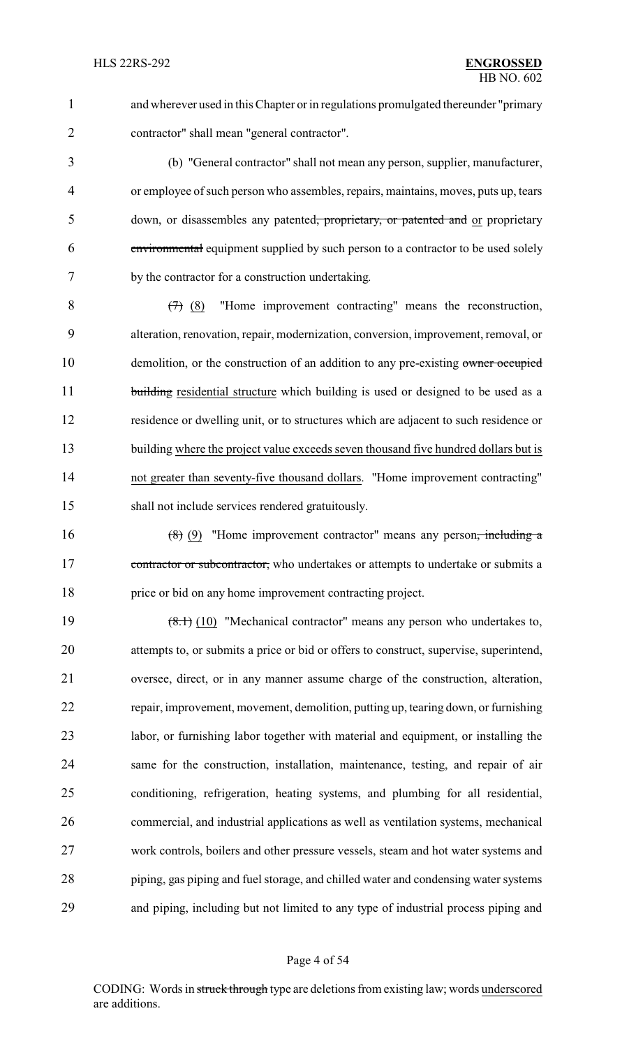and wherever used in this Chapter or in regulations promulgated thereunder "primary contractor" shall mean "general contractor".

(b) "General contractor" shall not mean any person, supplier, manufacturer, or employee of such person who assembles, repairs, maintains, moves, puts up, tears down, or disassembles any patented~~, proprietary, or patented and~~ or proprietary ~~environmental~~ equipment supplied by such person to a contractor to be used solely by the contractor for a construction undertaking.

~~(7)~~ (8) "Home improvement contracting" means the reconstruction, alteration, renovation, repair, modernization, conversion, improvement, removal, or demolition, or the construction of an addition to any pre-existing ~~owner occupied building~~ residential structure which building is used or designed to be used as a residence or dwelling unit, or to structures which are adjacent to such residence or building where the project value exceeds seven thousand five hundred dollars but is not greater than seventy-five thousand dollars. "Home improvement contracting" shall not include services rendered gratuitously.

~~(8)~~ (9) "Home improvement contractor" means any person~~, including a contractor or subcontractor,~~ who undertakes or attempts to undertake or submits a price or bid on any home improvement contracting project.

~~(8.1)~~ (10) "Mechanical contractor" means any person who undertakes to, attempts to, or submits a price or bid or offers to construct, supervise, superintend, oversee, direct, or in any manner assume charge of the construction, alteration, repair, improvement, movement, demolition, putting up, tearing down, or furnishing labor, or furnishing labor together with material and equipment, or installing the same for the construction, installation, maintenance, testing, and repair of air conditioning, refrigeration, heating systems, and plumbing for all residential, commercial, and industrial applications as well as ventilation systems, mechanical work controls, boilers and other pressure vessels, steam and hot water systems and piping, gas piping and fuel storage, and chilled water and condensing water systems and piping, including but not limited to any type of industrial process piping and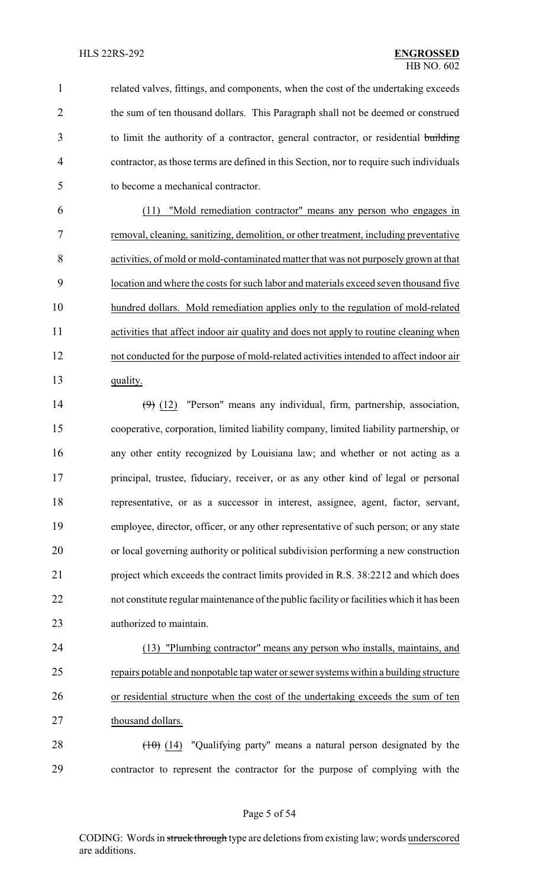related valves, fittings, and components, when the cost of the undertaking exceeds the sum of ten thousand dollars. This Paragraph shall not be deemed or construed to limit the authority of a contractor, general contractor, or residential ~~building~~ contractor, as those terms are defined in this Section, nor to require such individuals to become a mechanical contractor.

(11) "Mold remediation contractor" means any person who engages in removal, cleaning, sanitizing, demolition, or other treatment, including preventative activities, of mold or mold-contaminated matter that was not purposely grown at that location and where the costs for such labor and materials exceed seven thousand five hundred dollars. Mold remediation applies only to the regulation of mold-related activities that affect indoor air quality and does not apply to routine cleaning when not conducted for the purpose of mold-related activities intended to affect indoor air quality.

~~(9)~~ (12) "Person" means any individual, firm, partnership, association, cooperative, corporation, limited liability company, limited liability partnership, or any other entity recognized by Louisiana law; and whether or not acting as a principal, trustee, fiduciary, receiver, or as any other kind of legal or personal representative, or as a successor in interest, assignee, agent, factor, servant, employee, director, officer, or any other representative of such person; or any state or local governing authority or political subdivision performing a new construction project which exceeds the contract limits provided in R.S. 38:2212 and which does not constitute regular maintenance of the public facility or facilities which it has been authorized to maintain.

(13) "Plumbing contractor" means any person who installs, maintains, and repairs potable and nonpotable tap water or sewer systems within a building structure or residential structure when the cost of the undertaking exceeds the sum of ten thousand dollars.

~~(10)~~ (14) "Qualifying party" means a natural person designated by the contractor to represent the contractor for the purpose of complying with the

CODING: Words in ~~struck through~~ type are deletions from existing law; words underscored are additions.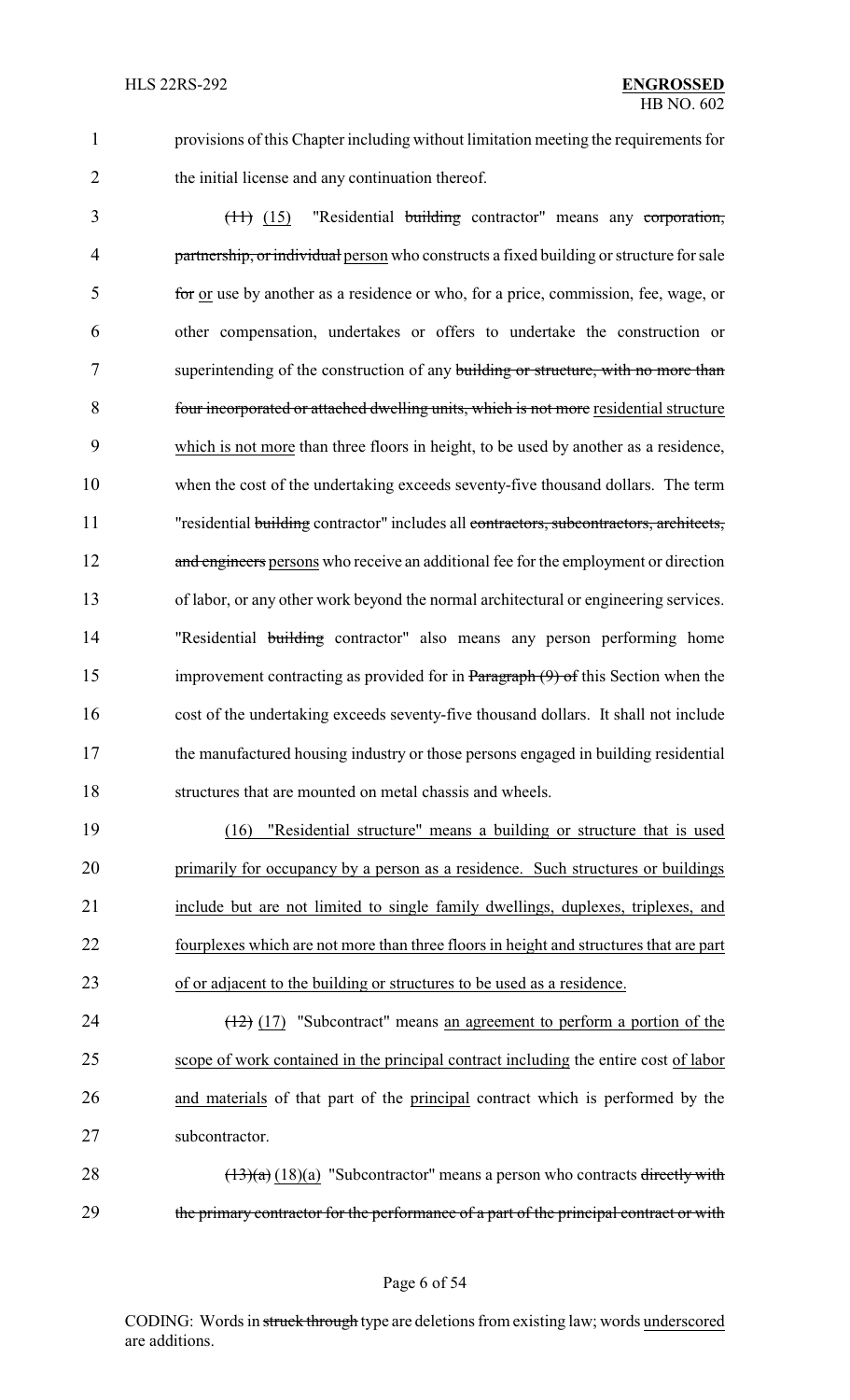provisions of this Chapter including without limitation meeting the requirements for the initial license and any continuation thereof.

~~(11)~~ (15) "Residential ~~building~~ contractor" means any ~~corporation, partnership, or individual~~ person who constructs a fixed building or structure for sale ~~for~~ or use by another as a residence or who, for a price, commission, fee, wage, or other compensation, undertakes or offers to undertake the construction or superintending of the construction of any ~~building or structure, with no more than four incorporated or attached dwelling units, which is not more~~ residential structure which is not more than three floors in height, to be used by another as a residence, when the cost of the undertaking exceeds seventy-five thousand dollars. The term "residential ~~building~~ contractor" includes all ~~contractors, subcontractors, architects, and engineers~~ persons who receive an additional fee for the employment or direction of labor, or any other work beyond the normal architectural or engineering services. "Residential ~~building~~ contractor" also means any person performing home improvement contracting as provided for in ~~Paragraph (9) of~~ this Section when the cost of the undertaking exceeds seventy-five thousand dollars. It shall not include the manufactured housing industry or those persons engaged in building residential structures that are mounted on metal chassis and wheels.

(16) "Residential structure" means a building or structure that is used primarily for occupancy by a person as a residence. Such structures or buildings include but are not limited to single family dwellings, duplexes, triplexes, and fourplexes which are not more than three floors in height and structures that are part of or adjacent to the building or structures to be used as a residence.

~~(12)~~ (17) "Subcontract" means an agreement to perform a portion of the scope of work contained in the principal contract including the entire cost of labor and materials of that part of the principal contract which is performed by the subcontractor.

~~(13)(a)~~ (18)(a) "Subcontractor" means a person who contracts ~~directly with the primary contractor for the performance of a part of the principal contract or with~~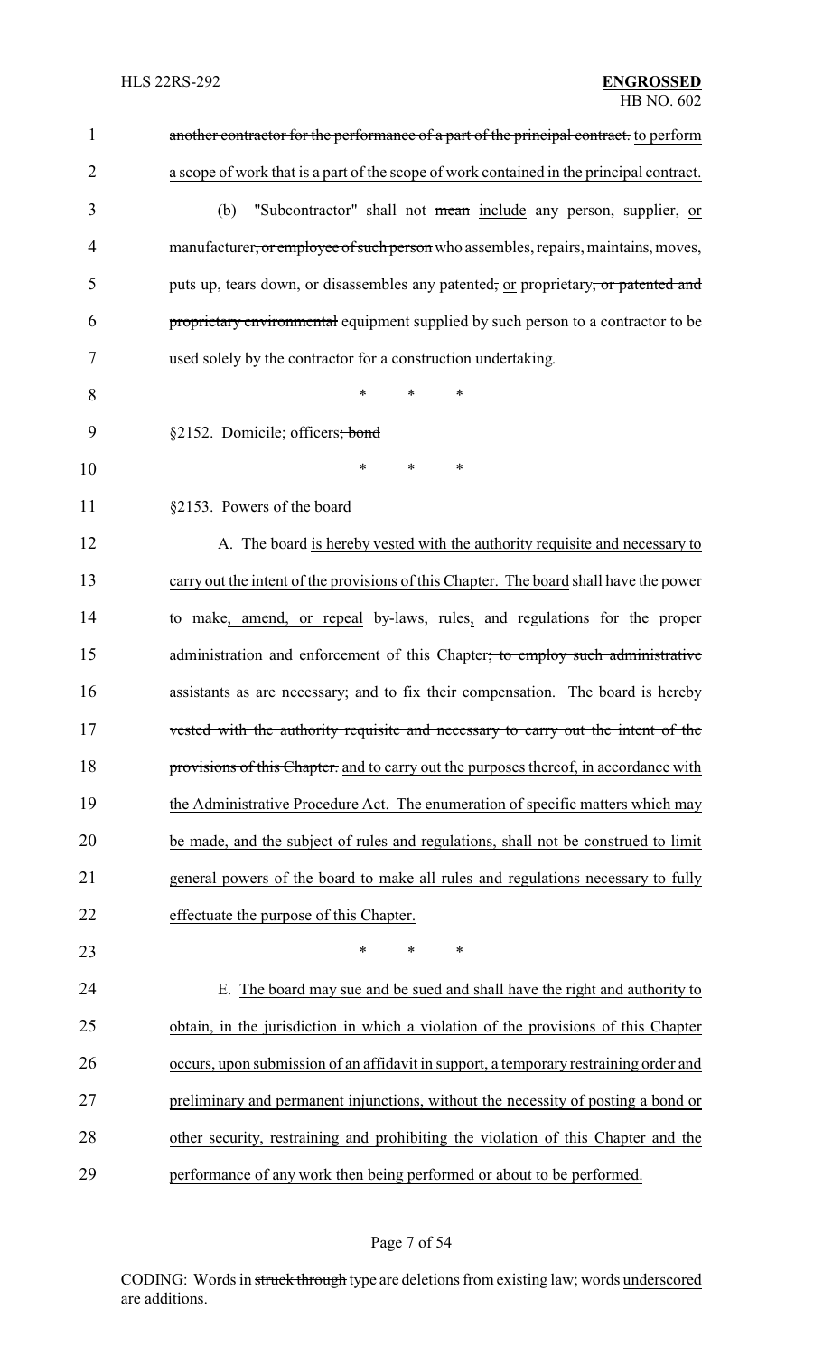another contractor for the performance of a part of the principal contract. to perform a scope of work that is a part of the scope of work contained in the principal contract.

(b) "Subcontractor" shall not mean include any person, supplier, or manufacturer, or employee of such person who assembles, repairs, maintains, moves, puts up, tears down, or disassembles any patented, or proprietary, or patented and proprietary environmental equipment supplied by such person to a contractor to be used solely by the contractor for a construction undertaking.

\* \* \*

§2152. Domicile; officers; bond

\* \* \*

§2153. Powers of the board

A. The board is hereby vested with the authority requisite and necessary to carry out the intent of the provisions of this Chapter. The board shall have the power to make, amend, or repeal by-laws, rules, and regulations for the proper administration and enforcement of this Chapter; to employ such administrative assistants as are necessary; and to fix their compensation. The board is hereby vested with the authority requisite and necessary to carry out the intent of the provisions of this Chapter. and to carry out the purposes thereof, in accordance with the Administrative Procedure Act. The enumeration of specific matters which may be made, and the subject of rules and regulations, shall not be construed to limit general powers of the board to make all rules and regulations necessary to fully effectuate the purpose of this Chapter.

\* \* \*

E. The board may sue and be sued and shall have the right and authority to obtain, in the jurisdiction in which a violation of the provisions of this Chapter occurs, upon submission of an affidavit in support, a temporary restraining order and preliminary and permanent injunctions, without the necessity of posting a bond or other security, restraining and prohibiting the violation of this Chapter and the performance of any work then being performed or about to be performed.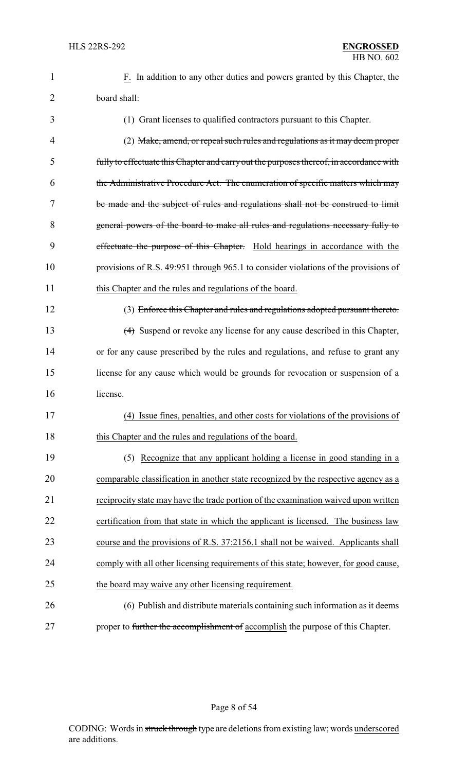F. In addition to any other duties and powers granted by this Chapter, the board shall:

(1) Grant licenses to qualified contractors pursuant to this Chapter.

(2) ~~Make, amend, or repeal such rules and regulations as it may deem proper fully to effectuate this Chapter and carry out the purposes thereof, in accordance with the Administrative Procedure Act. The enumeration of specific matters which may be made and the subject of rules and regulations shall not be construed to limit general powers of the board to make all rules and regulations necessary fully to effectuate the purpose of this Chapter.~~ <u>Hold hearings in accordance with the provisions of R.S. 49:951 through 965.1 to consider violations of the provisions of this Chapter and the rules and regulations of the board.</u>

(3) ~~Enforce this Chapter and rules and regulations adopted pursuant thereto.~~

~~(4)~~ Suspend or revoke any license for any cause described in this Chapter, or for any cause prescribed by the rules and regulations, and refuse to grant any license for any cause which would be grounds for revocation or suspension of a license.

<u>(4) Issue fines, penalties, and other costs for violations of the provisions of this Chapter and the rules and regulations of the board.</u>

(5) <u>Recognize that any applicant holding a license in good standing in a comparable classification in another state recognized by the respective agency as a reciprocity state may have the trade portion of the examination waived upon written certification from that state in which the applicant is licensed. The business law course and the provisions of R.S. 37:2156.1 shall not be waived. Applicants shall comply with all other licensing requirements of this state; however, for good cause, the board may waive any other licensing requirement.</u>

(6) Publish and distribute materials containing such information as it deems proper to ~~further the accomplishment of~~ <u>accomplish</u> the purpose of this Chapter.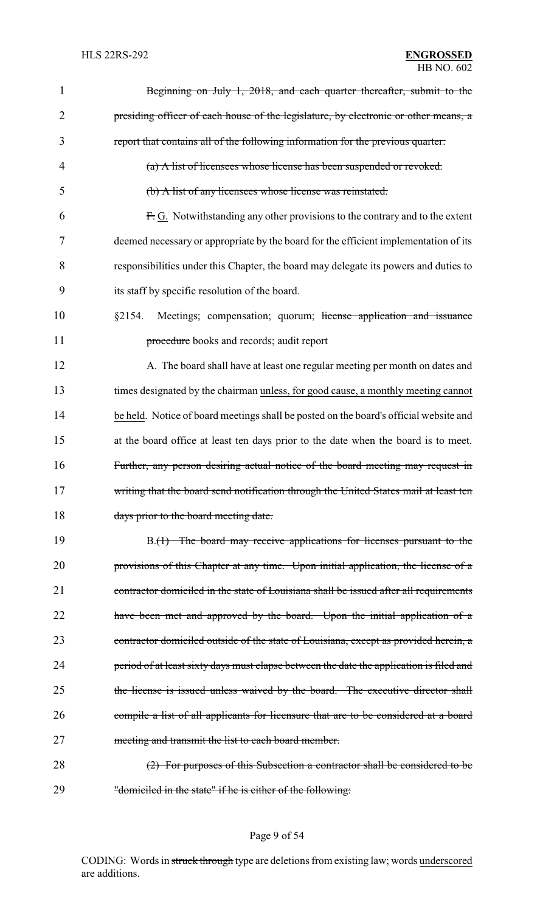~~Beginning on July 1, 2018, and each quarter thereafter, submit to the presiding officer of each house of the legislature, by electronic or other means, a report that contains all of the following information for the previous quarter:~~

~~(a) A list of licensees whose license has been suspended or revoked.~~

~~(b) A list of any licensees whose license was reinstated.~~

~~F.~~ <u>G.</u> Notwithstanding any other provisions to the contrary and to the extent deemed necessary or appropriate by the board for the efficient implementation of its responsibilities under this Chapter, the board may delegate its powers and duties to its staff by specific resolution of the board.

§2154. Meetings; compensation; quorum; ~~license application and issuance procedure~~ books and records; audit report

A. The board shall have at least one regular meeting per month on dates and times designated by the chairman <u>unless, for good cause, a monthly meeting cannot be held</u>. Notice of board meetings shall be posted on the board's official website and at the board office at least ten days prior to the date when the board is to meet. ~~Further, any person desiring actual notice of the board meeting may request in writing that the board send notification through the United States mail at least ten days prior to the board meeting date.~~

B.~~(1) The board may receive applications for licenses pursuant to the provisions of this Chapter at any time. Upon initial application, the license of a contractor domiciled in the state of Louisiana shall be issued after all requirements have been met and approved by the board. Upon the initial application of a contractor domiciled outside of the state of Louisiana, except as provided herein, a period of at least sixty days must elapse between the date the application is filed and the license is issued unless waived by the board. The executive director shall compile a list of all applicants for licensure that are to be considered at a board meeting and transmit the list to each board member.~~

~~(2) For purposes of this Subsection a contractor shall be considered to be "domiciled in the state" if he is either of the following:~~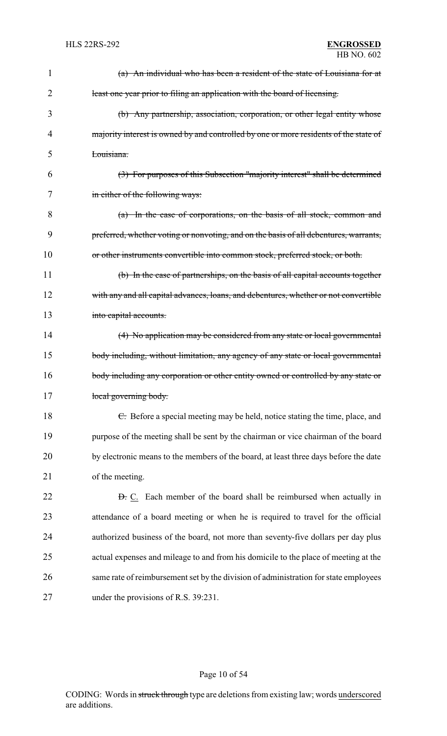~~(a) An individual who has been a resident of the state of Louisiana for at least one year prior to filing an application with the board of licensing.~~

~~(b) Any partnership, association, corporation, or other legal entity whose majority interest is owned by and controlled by one or more residents of the state of Louisiana.~~

~~(3) For purposes of this Subsection "majority interest" shall be determined in either of the following ways:~~

~~(a) In the case of corporations, on the basis of all stock, common and preferred, whether voting or nonvoting, and on the basis of all debentures, warrants, or other instruments convertible into common stock, preferred stock, or both.~~

~~(b) In the case of partnerships, on the basis of all capital accounts together with any and all capital advances, loans, and debentures, whether or not convertible into capital accounts.~~

~~(4) No application may be considered from any state or local governmental body including, without limitation, any agency of any state or local governmental body including any corporation or other entity owned or controlled by any state or local governing body.~~

~~C.~~ Before a special meeting may be held, notice stating the time, place, and purpose of the meeting shall be sent by the chairman or vice chairman of the board by electronic means to the members of the board, at least three days before the date of the meeting.

~~D.~~ <u>C.</u> Each member of the board shall be reimbursed when actually in attendance of a board meeting or when he is required to travel for the official authorized business of the board, not more than seventy-five dollars per day plus actual expenses and mileage to and from his domicile to the place of meeting at the same rate of reimbursement set by the division of administration for state employees under the provisions of R.S. 39:231.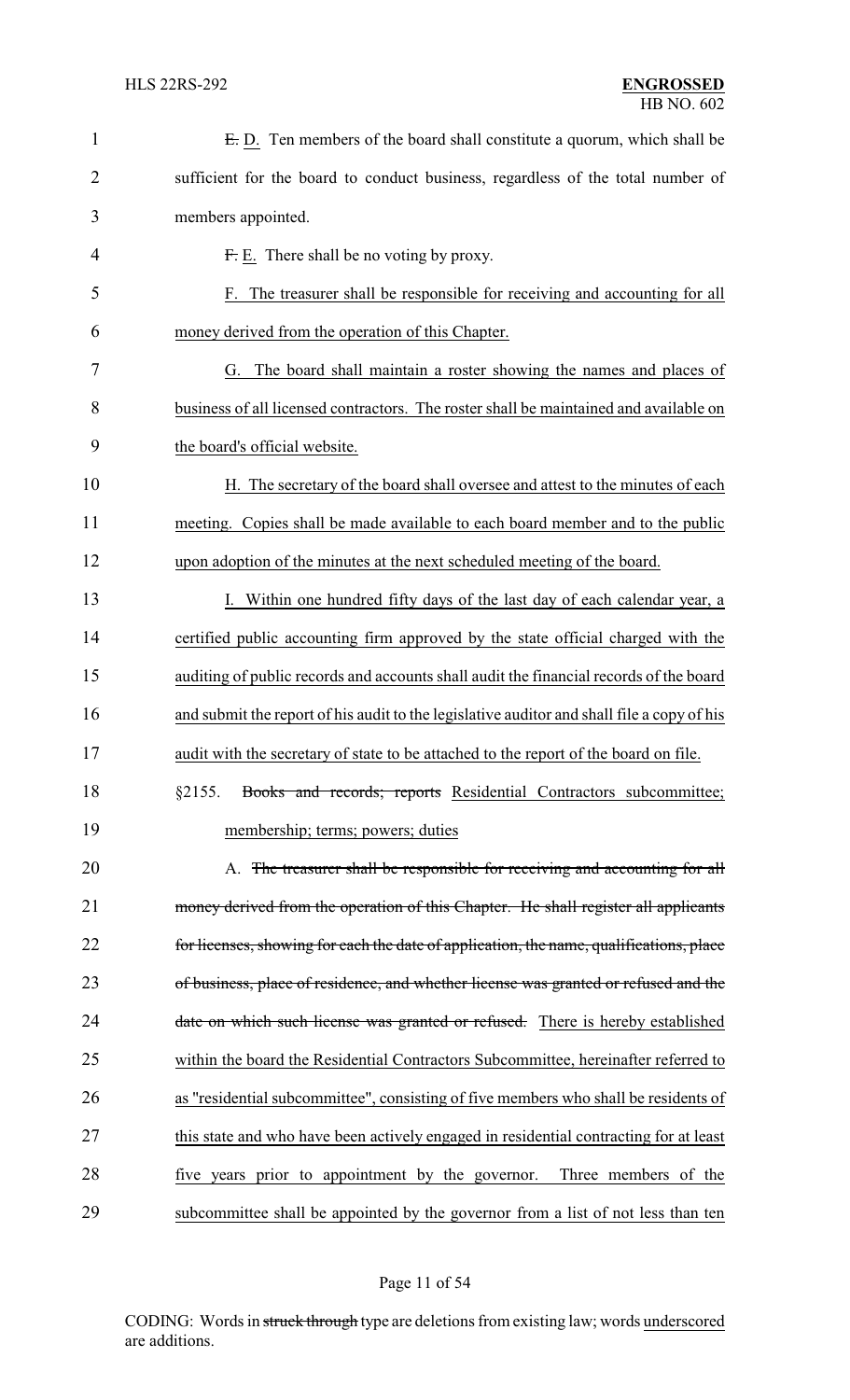~~E.~~ D. Ten members of the board shall constitute a quorum, which shall be sufficient for the board to conduct business, regardless of the total number of members appointed.

~~F.~~ E. There shall be no voting by proxy.

F. The treasurer shall be responsible for receiving and accounting for all money derived from the operation of this Chapter.

G. The board shall maintain a roster showing the names and places of business of all licensed contractors. The roster shall be maintained and available on the board's official website.

H. The secretary of the board shall oversee and attest to the minutes of each meeting. Copies shall be made available to each board member and to the public upon adoption of the minutes at the next scheduled meeting of the board.

I. Within one hundred fifty days of the last day of each calendar year, a certified public accounting firm approved by the state official charged with the auditing of public records and accounts shall audit the financial records of the board and submit the report of his audit to the legislative auditor and shall file a copy of his audit with the secretary of state to be attached to the report of the board on file.

§2155. ~~Books and records; reports~~ Residential Contractors subcommittee; membership; terms; powers; duties

A. ~~The treasurer shall be responsible for receiving and accounting for all money derived from the operation of this Chapter. He shall register all applicants for licenses, showing for each the date of application, the name, qualifications, place of business, place of residence, and whether license was granted or refused and the date on which such license was granted or refused.~~ There is hereby established within the board the Residential Contractors Subcommittee, hereinafter referred to as "residential subcommittee", consisting of five members who shall be residents of this state and who have been actively engaged in residential contracting for at least five years prior to appointment by the governor. Three members of the subcommittee shall be appointed by the governor from a list of not less than ten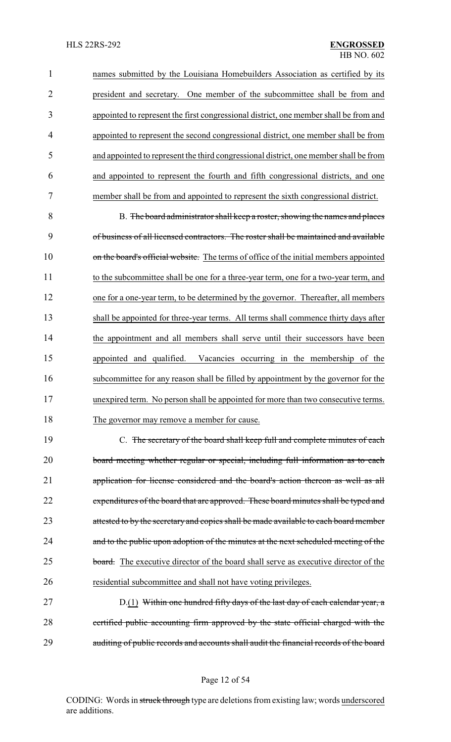names submitted by the Louisiana Homebuilders Association as certified by its president and secretary. One member of the subcommittee shall be from and appointed to represent the first congressional district, one member shall be from and appointed to represent the second congressional district, one member shall be from and appointed to represent the third congressional district, one member shall be from and appointed to represent the fourth and fifth congressional districts, and one member shall be from and appointed to represent the sixth congressional district.

B. ~~The board administrator shall keep a roster, showing the names and places of business of all licensed contractors. The roster shall be maintained and available on the board's official website.~~ The terms of office of the initial members appointed to the subcommittee shall be one for a three-year term, one for a two-year term, and one for a one-year term, to be determined by the governor. Thereafter, all members shall be appointed for three-year terms. All terms shall commence thirty days after the appointment and all members shall serve until their successors have been appointed and qualified. Vacancies occurring in the membership of the subcommittee for any reason shall be filled by appointment by the governor for the unexpired term. No person shall be appointed for more than two consecutive terms. The governor may remove a member for cause.

C. ~~The secretary of the board shall keep full and complete minutes of each board meeting whether regular or special, including full information as to each application for license considered and the board's action thereon as well as all expenditures of the board that are approved. These board minutes shall be typed and attested to by the secretary and copies shall be made available to each board member and to the public upon adoption of the minutes at the next scheduled meeting of the board.~~ The executive director of the board shall serve as executive director of the residential subcommittee and shall not have voting privileges.

D.(1) ~~Within one hundred fifty days of the last day of each calendar year, a certified public accounting firm approved by the state official charged with the auditing of public records and accounts shall audit the financial records of the board~~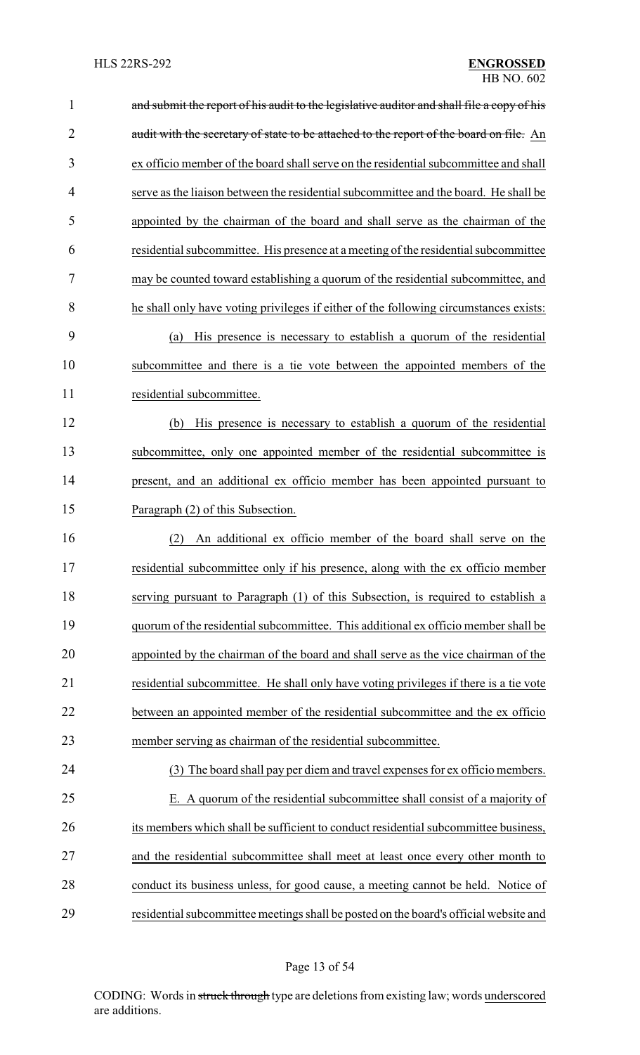~~and submit the report of his audit to the legislative auditor and shall file a copy of his audit with the secretary of state to be attached to the report of the board on file.~~ An ex officio member of the board shall serve on the residential subcommittee and shall serve as the liaison between the residential subcommittee and the board. He shall be appointed by the chairman of the board and shall serve as the chairman of the residential subcommittee. His presence at a meeting of the residential subcommittee may be counted toward establishing a quorum of the residential subcommittee, and he shall only have voting privileges if either of the following circumstances exists:

(a) His presence is necessary to establish a quorum of the residential subcommittee and there is a tie vote between the appointed members of the residential subcommittee.

(b) His presence is necessary to establish a quorum of the residential subcommittee, only one appointed member of the residential subcommittee is present, and an additional ex officio member has been appointed pursuant to Paragraph (2) of this Subsection.

(2) An additional ex officio member of the board shall serve on the residential subcommittee only if his presence, along with the ex officio member serving pursuant to Paragraph (1) of this Subsection, is required to establish a quorum of the residential subcommittee. This additional ex officio member shall be appointed by the chairman of the board and shall serve as the vice chairman of the residential subcommittee. He shall only have voting privileges if there is a tie vote between an appointed member of the residential subcommittee and the ex officio member serving as chairman of the residential subcommittee.

(3) The board shall pay per diem and travel expenses for ex officio members.

E. A quorum of the residential subcommittee shall consist of a majority of its members which shall be sufficient to conduct residential subcommittee business, and the residential subcommittee shall meet at least once every other month to conduct its business unless, for good cause, a meeting cannot be held. Notice of residential subcommittee meetings shall be posted on the board's official website and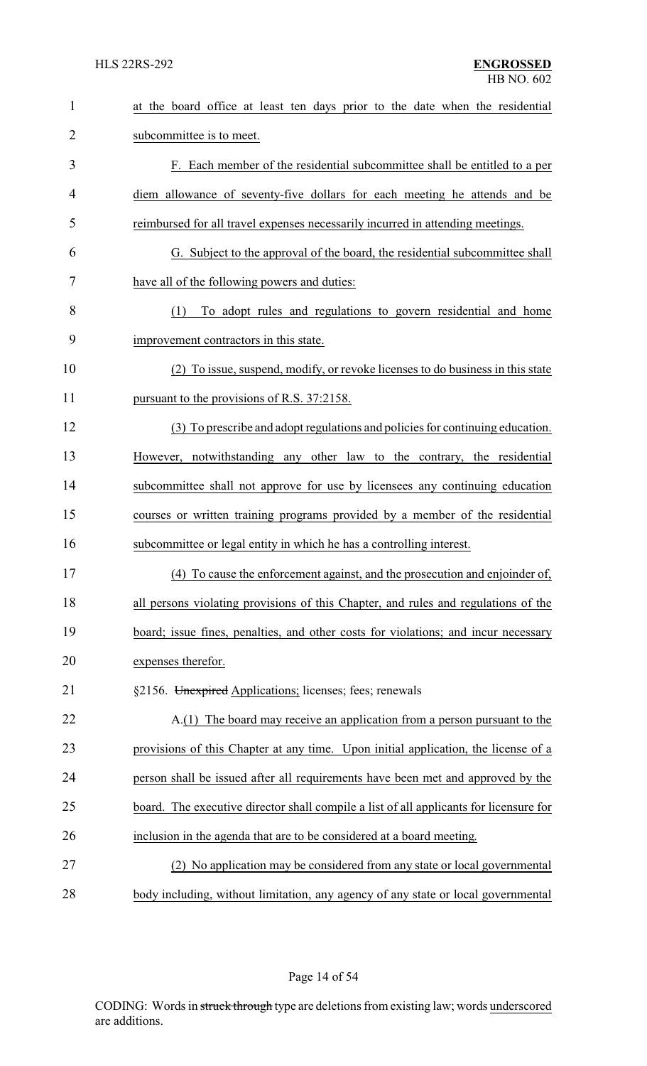at the board office at least ten days prior to the date when the residential subcommittee is to meet.

F. Each member of the residential subcommittee shall be entitled to a per diem allowance of seventy-five dollars for each meeting he attends and be reimbursed for all travel expenses necessarily incurred in attending meetings.

G. Subject to the approval of the board, the residential subcommittee shall have all of the following powers and duties:

(1) To adopt rules and regulations to govern residential and home improvement contractors in this state.

(2) To issue, suspend, modify, or revoke licenses to do business in this state pursuant to the provisions of R.S. 37:2158.

(3) To prescribe and adopt regulations and policies for continuing education. However, notwithstanding any other law to the contrary, the residential subcommittee shall not approve for use by licensees any continuing education courses or written training programs provided by a member of the residential subcommittee or legal entity in which he has a controlling interest.

(4) To cause the enforcement against, and the prosecution and enjoinder of, all persons violating provisions of this Chapter, and rules and regulations of the board; issue fines, penalties, and other costs for violations; and incur necessary expenses therefor.

§2156. ~~Unexpired~~ Applications; licenses; fees; renewals

A.(1) The board may receive an application from a person pursuant to the provisions of this Chapter at any time. Upon initial application, the license of a person shall be issued after all requirements have been met and approved by the board. The executive director shall compile a list of all applicants for licensure for inclusion in the agenda that are to be considered at a board meeting.

(2) No application may be considered from any state or local governmental body including, without limitation, any agency of any state or local governmental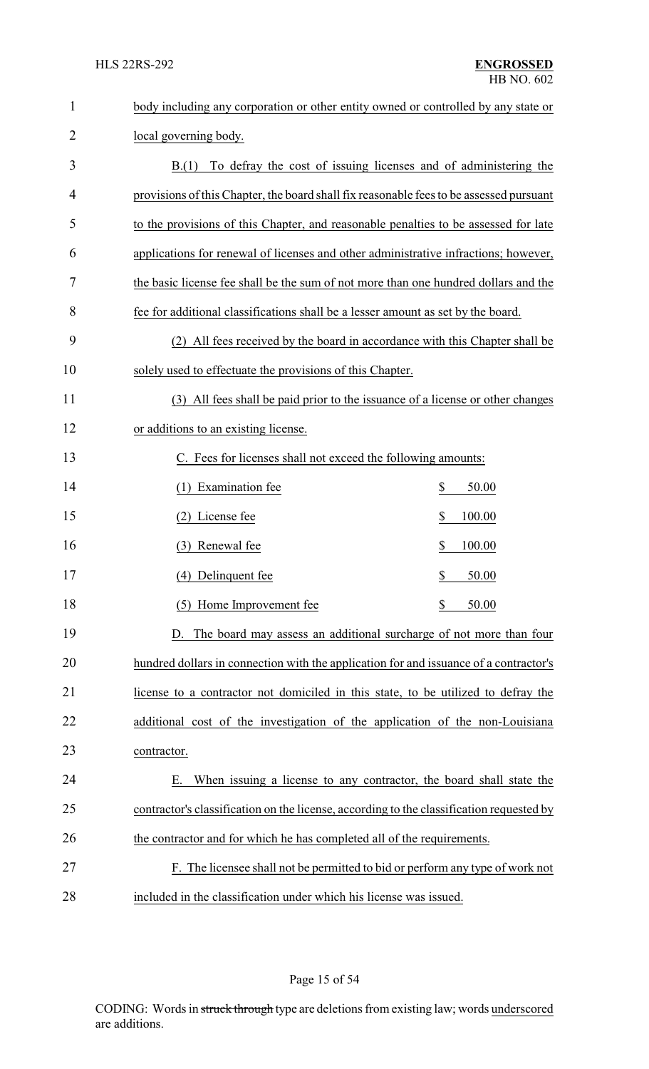body including any corporation or other entity owned or controlled by any state or local governing body.

B.(1) To defray the cost of issuing licenses and of administering the provisions of this Chapter, the board shall fix reasonable fees to be assessed pursuant to the provisions of this Chapter, and reasonable penalties to be assessed for late applications for renewal of licenses and other administrative infractions; however, the basic license fee shall be the sum of not more than one hundred dollars and the fee for additional classifications shall be a lesser amount as set by the board.

(2) All fees received by the board in accordance with this Chapter shall be solely used to effectuate the provisions of this Chapter.

(3) All fees shall be paid prior to the issuance of a license or other changes or additions to an existing license.

C. Fees for licenses shall not exceed the following amounts:

| | |
|---|---|
| (1) Examination fee | $ 50.00 |
| (2) License fee | $ 100.00 |
| (3) Renewal fee | $ 100.00 |
| (4) Delinquent fee | $ 50.00 |
| (5) Home Improvement fee | $ 50.00 |

D. The board may assess an additional surcharge of not more than four hundred dollars in connection with the application for and issuance of a contractor's license to a contractor not domiciled in this state, to be utilized to defray the additional cost of the investigation of the application of the non-Louisiana contractor.

E. When issuing a license to any contractor, the board shall state the contractor's classification on the license, according to the classification requested by the contractor and for which he has completed all of the requirements.

F. The licensee shall not be permitted to bid or perform any type of work not included in the classification under which his license was issued.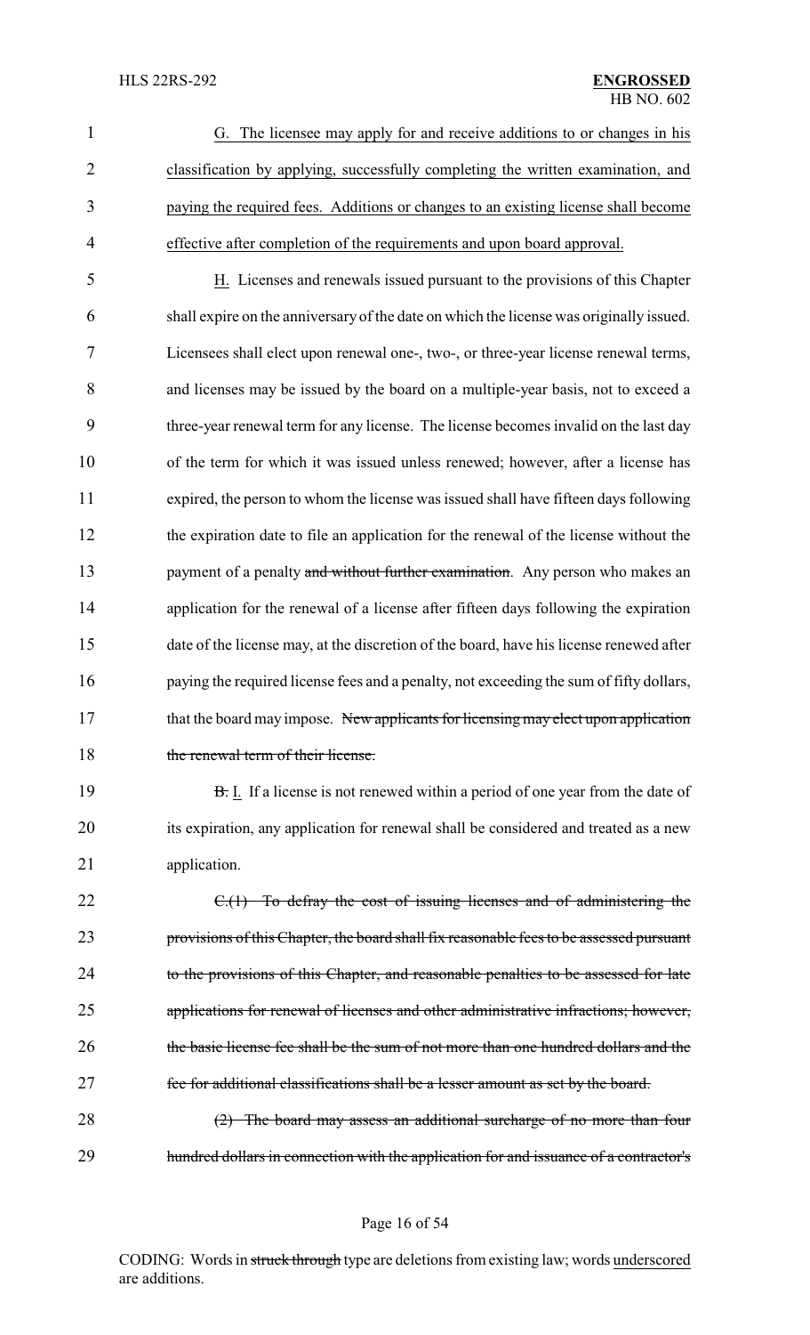G. The licensee may apply for and receive additions to or changes in his classification by applying, successfully completing the written examination, and paying the required fees. Additions or changes to an existing license shall become effective after completion of the requirements and upon board approval.

H. Licenses and renewals issued pursuant to the provisions of this Chapter shall expire on the anniversary of the date on which the license was originally issued. Licensees shall elect upon renewal one-, two-, or three-year license renewal terms, and licenses may be issued by the board on a multiple-year basis, not to exceed a three-year renewal term for any license. The license becomes invalid on the last day of the term for which it was issued unless renewed; however, after a license has expired, the person to whom the license was issued shall have fifteen days following the expiration date to file an application for the renewal of the license without the payment of a penalty ~~and without further examination~~. Any person who makes an application for the renewal of a license after fifteen days following the expiration date of the license may, at the discretion of the board, have his license renewed after paying the required license fees and a penalty, not exceeding the sum of fifty dollars, that the board may impose. ~~New applicants for licensing may elect upon application the renewal term of their license.~~

~~B.~~ I. If a license is not renewed within a period of one year from the date of its expiration, any application for renewal shall be considered and treated as a new application.

~~C.(1) To defray the cost of issuing licenses and of administering the provisions of this Chapter, the board shall fix reasonable fees to be assessed pursuant to the provisions of this Chapter, and reasonable penalties to be assessed for late applications for renewal of licenses and other administrative infractions; however, the basic license fee shall be the sum of not more than one hundred dollars and the fee for additional classifications shall be a lesser amount as set by the board.~~

~~(2) The board may assess an additional surcharge of no more than four hundred dollars in connection with the application for and issuance of a contractor's~~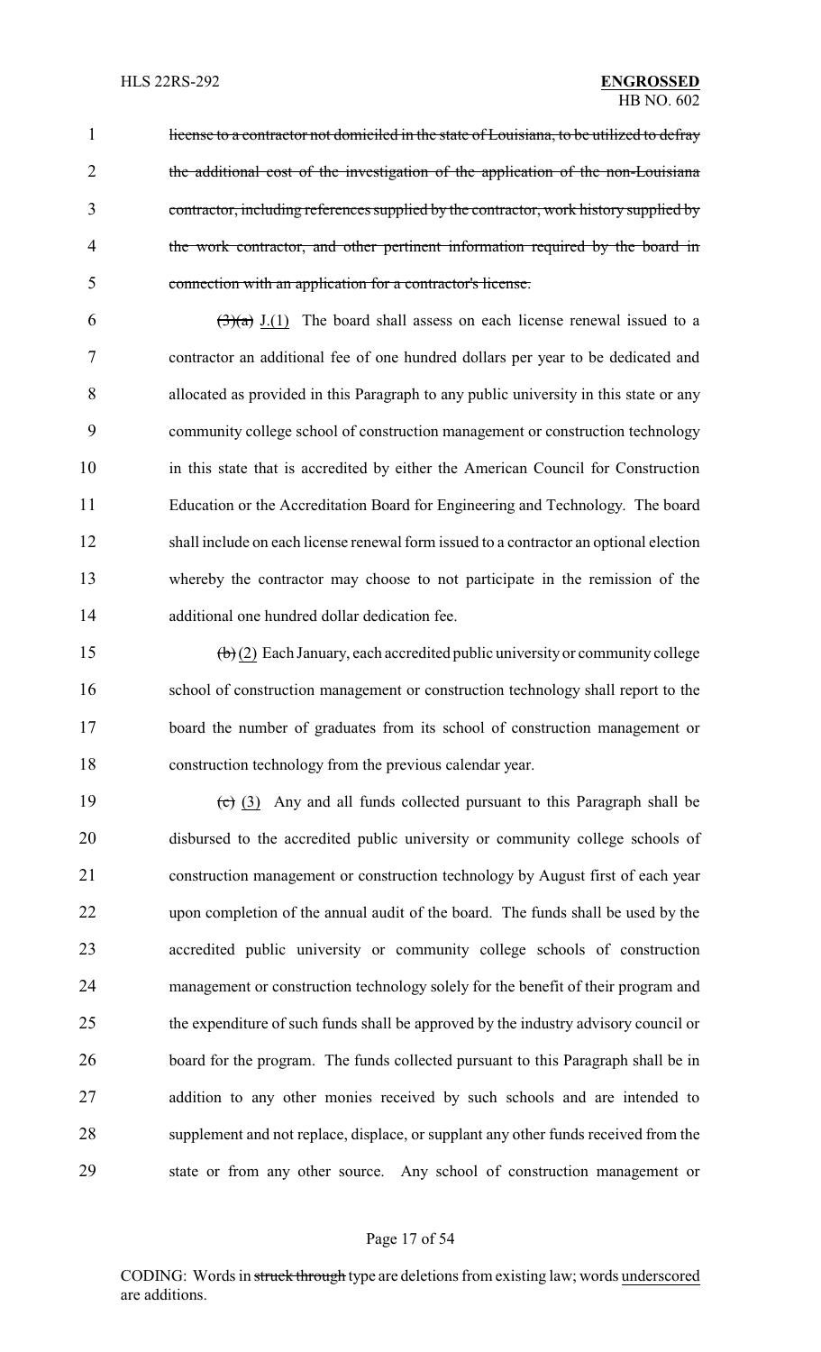license to a contractor not domiciled in the state of Louisiana, to be utilized to defray the additional cost of the investigation of the application of the non-Louisiana contractor, including references supplied by the contractor, work history supplied by the work contractor, and other pertinent information required by the board in connection with an application for a contractor's license.

~~(3)(a)~~ J.(1) The board shall assess on each license renewal issued to a contractor an additional fee of one hundred dollars per year to be dedicated and allocated as provided in this Paragraph to any public university in this state or any community college school of construction management or construction technology in this state that is accredited by either the American Council for Construction Education or the Accreditation Board for Engineering and Technology. The board shall include on each license renewal form issued to a contractor an optional election whereby the contractor may choose to not participate in the remission of the additional one hundred dollar dedication fee.

~~(b)~~ (2) Each January, each accredited public university or community college school of construction management or construction technology shall report to the board the number of graduates from its school of construction management or construction technology from the previous calendar year.

~~(c)~~ (3) Any and all funds collected pursuant to this Paragraph shall be disbursed to the accredited public university or community college schools of construction management or construction technology by August first of each year upon completion of the annual audit of the board. The funds shall be used by the accredited public university or community college schools of construction management or construction technology solely for the benefit of their program and the expenditure of such funds shall be approved by the industry advisory council or board for the program. The funds collected pursuant to this Paragraph shall be in addition to any other monies received by such schools and are intended to supplement and not replace, displace, or supplant any other funds received from the state or from any other source. Any school of construction management or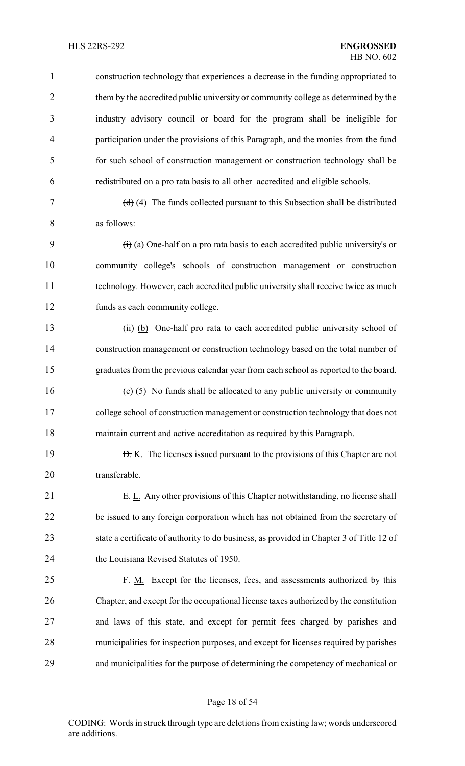construction technology that experiences a decrease in the funding appropriated to them by the accredited public university or community college as determined by the industry advisory council or board for the program shall be ineligible for participation under the provisions of this Paragraph, and the monies from the fund for such school of construction management or construction technology shall be redistributed on a pro rata basis to all other accredited and eligible schools.

~~(d)~~ (4) The funds collected pursuant to this Subsection shall be distributed as follows:

~~(i)~~ (a) One-half on a pro rata basis to each accredited public university's or community college's schools of construction management or construction technology. However, each accredited public university shall receive twice as much funds as each community college.

~~(ii)~~ (b) One-half pro rata to each accredited public university school of construction management or construction technology based on the total number of graduates from the previous calendar year from each school as reported to the board.

~~(e)~~ (5) No funds shall be allocated to any public university or community college school of construction management or construction technology that does not maintain current and active accreditation as required by this Paragraph.

~~D.~~ K. The licenses issued pursuant to the provisions of this Chapter are not transferable.

~~E.~~ L. Any other provisions of this Chapter notwithstanding, no license shall be issued to any foreign corporation which has not obtained from the secretary of state a certificate of authority to do business, as provided in Chapter 3 of Title 12 of the Louisiana Revised Statutes of 1950.

~~F.~~ M. Except for the licenses, fees, and assessments authorized by this Chapter, and except for the occupational license taxes authorized by the constitution and laws of this state, and except for permit fees charged by parishes and municipalities for inspection purposes, and except for licenses required by parishes and municipalities for the purpose of determining the competency of mechanical or

CODING: Words in ~~struck through~~ type are deletions from existing law; words underscored are additions.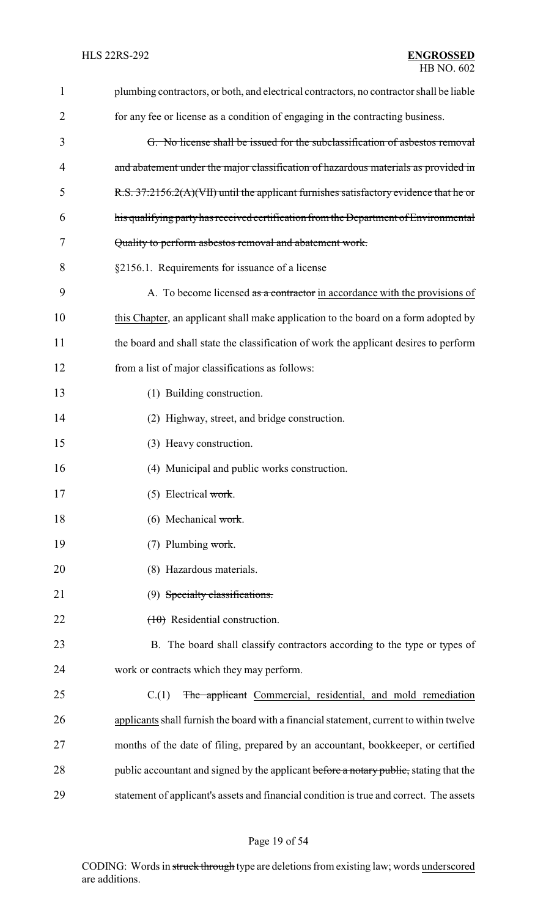plumbing contractors, or both, and electrical contractors, no contractor shall be liable for any fee or license as a condition of engaging in the contracting business.

~~G. No license shall be issued for the subclassification of asbestos removal and abatement under the major classification of hazardous materials as provided in R.S. 37:2156.2(A)(VII) until the applicant furnishes satisfactory evidence that he or his qualifying party has received certification from the Department of Environmental Quality to perform asbestos removal and abatement work.~~

§2156.1. Requirements for issuance of a license

A. To become licensed ~~as a contractor~~ <u>in accordance with the provisions of this Chapter</u>, an applicant shall make application to the board on a form adopted by the board and shall state the classification of work the applicant desires to perform from a list of major classifications as follows:

(1) Building construction.

(2) Highway, street, and bridge construction.

(3) Heavy construction.

(4) Municipal and public works construction.

(5) Electrical ~~work~~.

(6) Mechanical ~~work~~.

(7) Plumbing ~~work~~.

(8) Hazardous materials.

(9) ~~Specialty classifications.~~

~~(10)~~ Residential construction.

B. The board shall classify contractors according to the type or types of work or contracts which they may perform.

C.(1) ~~The applicant~~ <u>Commercial, residential, and mold remediation applicants</u> shall furnish the board with a financial statement, current to within twelve months of the date of filing, prepared by an accountant, bookkeeper, or certified public accountant and signed by the applicant ~~before a notary public,~~ stating that the statement of applicant's assets and financial condition is true and correct. The assets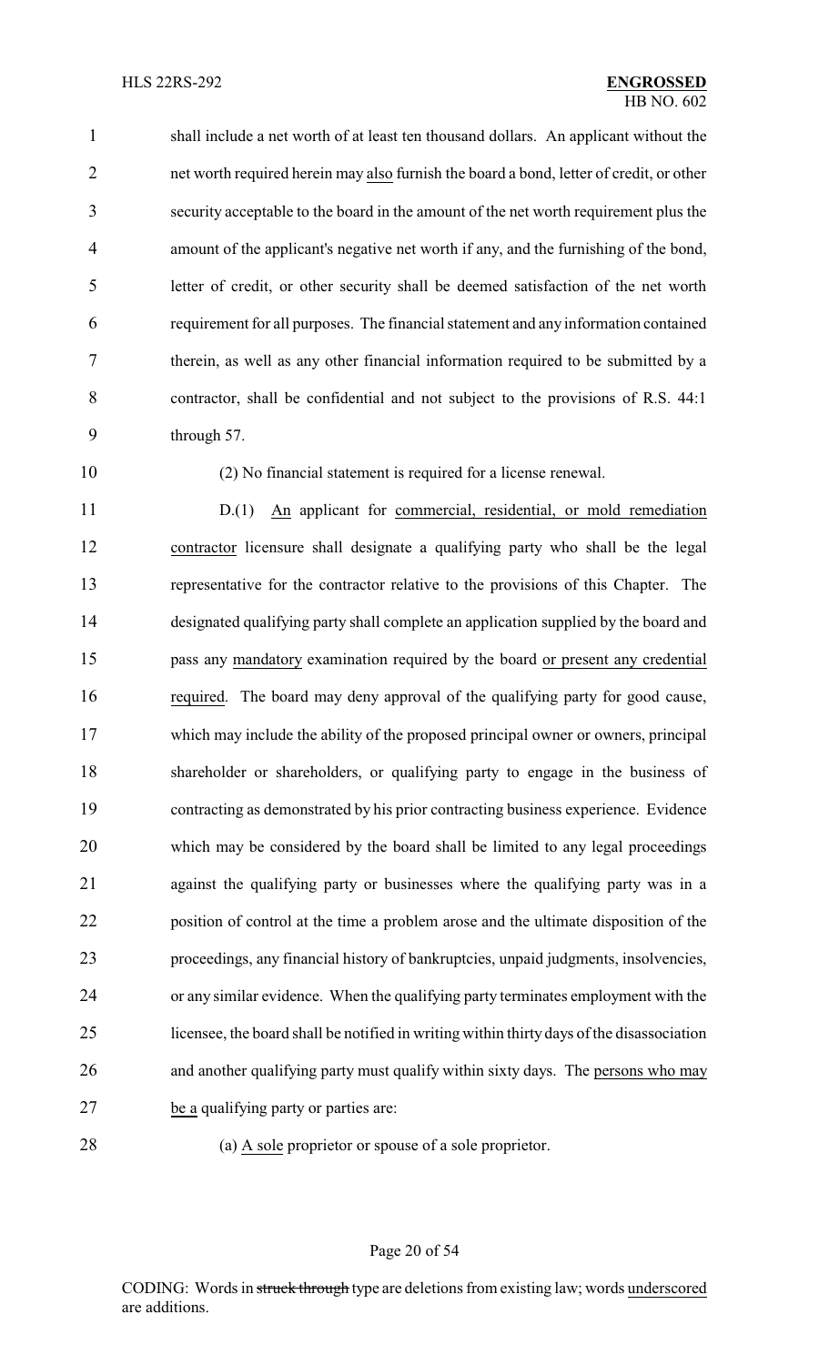shall include a net worth of at least ten thousand dollars. An applicant without the net worth required herein may also furnish the board a bond, letter of credit, or other security acceptable to the board in the amount of the net worth requirement plus the amount of the applicant's negative net worth if any, and the furnishing of the bond, letter of credit, or other security shall be deemed satisfaction of the net worth requirement for all purposes. The financial statement and any information contained therein, as well as any other financial information required to be submitted by a contractor, shall be confidential and not subject to the provisions of R.S. 44:1 through 57.

(2) No financial statement is required for a license renewal.

D.(1) An applicant for commercial, residential, or mold remediation contractor licensure shall designate a qualifying party who shall be the legal representative for the contractor relative to the provisions of this Chapter. The designated qualifying party shall complete an application supplied by the board and pass any mandatory examination required by the board or present any credential required. The board may deny approval of the qualifying party for good cause, which may include the ability of the proposed principal owner or owners, principal shareholder or shareholders, or qualifying party to engage in the business of contracting as demonstrated by his prior contracting business experience. Evidence which may be considered by the board shall be limited to any legal proceedings against the qualifying party or businesses where the qualifying party was in a position of control at the time a problem arose and the ultimate disposition of the proceedings, any financial history of bankruptcies, unpaid judgments, insolvencies, or any similar evidence. When the qualifying party terminates employment with the licensee, the board shall be notified in writing within thirty days of the disassociation and another qualifying party must qualify within sixty days. The persons who may be a qualifying party or parties are:

(a) A sole proprietor or spouse of a sole proprietor.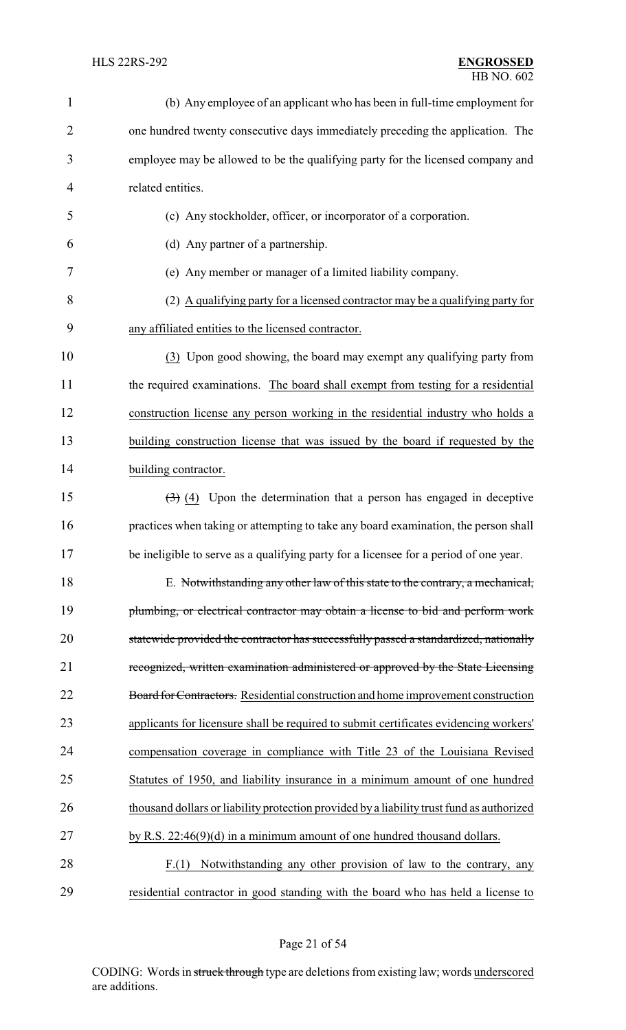(b) Any employee of an applicant who has been in full-time employment for one hundred twenty consecutive days immediately preceding the application. The employee may be allowed to be the qualifying party for the licensed company and related entities.

(c) Any stockholder, officer, or incorporator of a corporation.

(d) Any partner of a partnership.

(e) Any member or manager of a limited liability company.

(2) A qualifying party for a licensed contractor may be a qualifying party for any affiliated entities to the licensed contractor.

(3) Upon good showing, the board may exempt any qualifying party from the required examinations. The board shall exempt from testing for a residential construction license any person working in the residential industry who holds a building construction license that was issued by the board if requested by the building contractor.

~~(3)~~ (4) Upon the determination that a person has engaged in deceptive practices when taking or attempting to take any board examination, the person shall be ineligible to serve as a qualifying party for a licensee for a period of one year.

E. ~~Notwithstanding any other law of this state to the contrary, a mechanical, plumbing, or electrical contractor may obtain a license to bid and perform work statewide provided the contractor has successfully passed a standardized, nationally recognized, written examination administered or approved by the State Licensing Board for Contractors.~~ Residential construction and home improvement construction applicants for licensure shall be required to submit certificates evidencing workers' compensation coverage in compliance with Title 23 of the Louisiana Revised Statutes of 1950, and liability insurance in a minimum amount of one hundred thousand dollars or liability protection provided by a liability trust fund as authorized by R.S. 22:46(9)(d) in a minimum amount of one hundred thousand dollars.

F.(1) Notwithstanding any other provision of law to the contrary, any residential contractor in good standing with the board who has held a license to

CODING: Words in ~~struck through~~ type are deletions from existing law; words underscored are additions.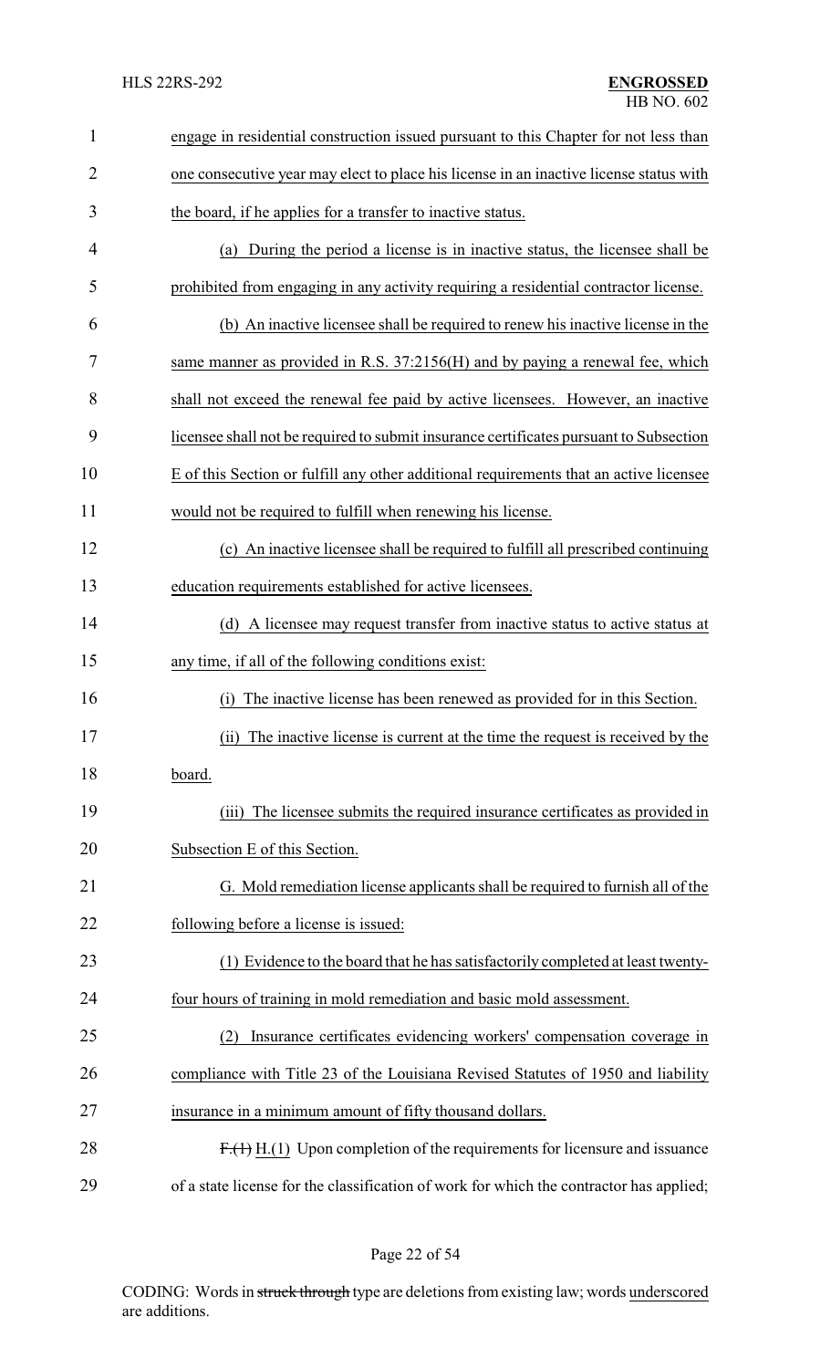engage in residential construction issued pursuant to this Chapter for not less than one consecutive year may elect to place his license in an inactive license status with the board, if he applies for a transfer to inactive status.

(a) During the period a license is in inactive status, the licensee shall be prohibited from engaging in any activity requiring a residential contractor license.

(b) An inactive licensee shall be required to renew his inactive license in the same manner as provided in R.S. 37:2156(H) and by paying a renewal fee, which shall not exceed the renewal fee paid by active licensees. However, an inactive licensee shall not be required to submit insurance certificates pursuant to Subsection E of this Section or fulfill any other additional requirements that an active licensee would not be required to fulfill when renewing his license.

(c) An inactive licensee shall be required to fulfill all prescribed continuing education requirements established for active licensees.

(d) A licensee may request transfer from inactive status to active status at any time, if all of the following conditions exist:

(i) The inactive license has been renewed as provided for in this Section.

(ii) The inactive license is current at the time the request is received by the board.

(iii) The licensee submits the required insurance certificates as provided in Subsection E of this Section.

G. Mold remediation license applicants shall be required to furnish all of the following before a license is issued:

(1) Evidence to the board that he has satisfactorily completed at least twenty-four hours of training in mold remediation and basic mold assessment.

(2) Insurance certificates evidencing workers' compensation coverage in compliance with Title 23 of the Louisiana Revised Statutes of 1950 and liability insurance in a minimum amount of fifty thousand dollars.

~~F.(1)~~ H.(1) Upon completion of the requirements for licensure and issuance of a state license for the classification of work for which the contractor has applied;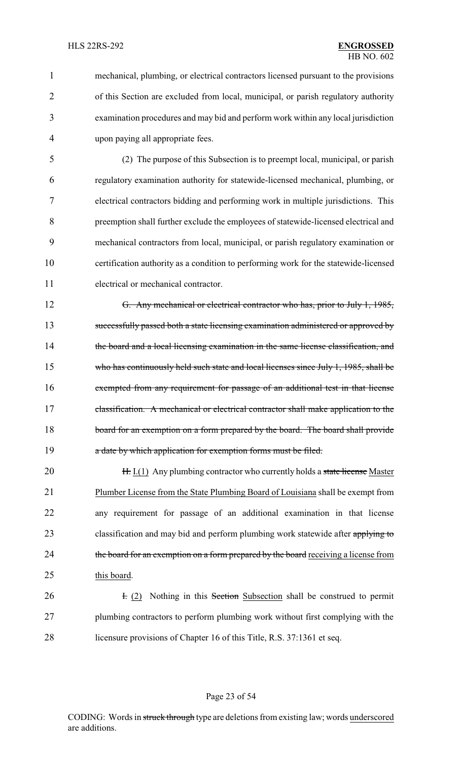mechanical, plumbing, or electrical contractors licensed pursuant to the provisions of this Section are excluded from local, municipal, or parish regulatory authority examination procedures and may bid and perform work within any local jurisdiction upon paying all appropriate fees.

(2) The purpose of this Subsection is to preempt local, municipal, or parish regulatory examination authority for statewide-licensed mechanical, plumbing, or electrical contractors bidding and performing work in multiple jurisdictions. This preemption shall further exclude the employees of statewide-licensed electrical and mechanical contractors from local, municipal, or parish regulatory examination or certification authority as a condition to performing work for the statewide-licensed electrical or mechanical contractor.

~~G. Any mechanical or electrical contractor who has, prior to July 1, 1985, successfully passed both a state licensing examination administered or approved by the board and a local licensing examination in the same license classification, and who has continuously held such state and local licenses since July 1, 1985, shall be exempted from any requirement for passage of an additional test in that license classification. A mechanical or electrical contractor shall make application to the board for an exemption on a form prepared by the board. The board shall provide a date by which application for exemption forms must be filed.~~

~~H.~~ I.(1) Any plumbing contractor who currently holds a ~~state license~~ Master Plumber License from the State Plumbing Board of Louisiana shall be exempt from any requirement for passage of an additional examination in that license classification and may bid and perform plumbing work statewide after ~~applying to the board for an exemption on a form prepared by the board~~ receiving a license from this board.

~~I.~~ (2) Nothing in this ~~Section~~ Subsection shall be construed to permit plumbing contractors to perform plumbing work without first complying with the licensure provisions of Chapter 16 of this Title, R.S. 37:1361 et seq.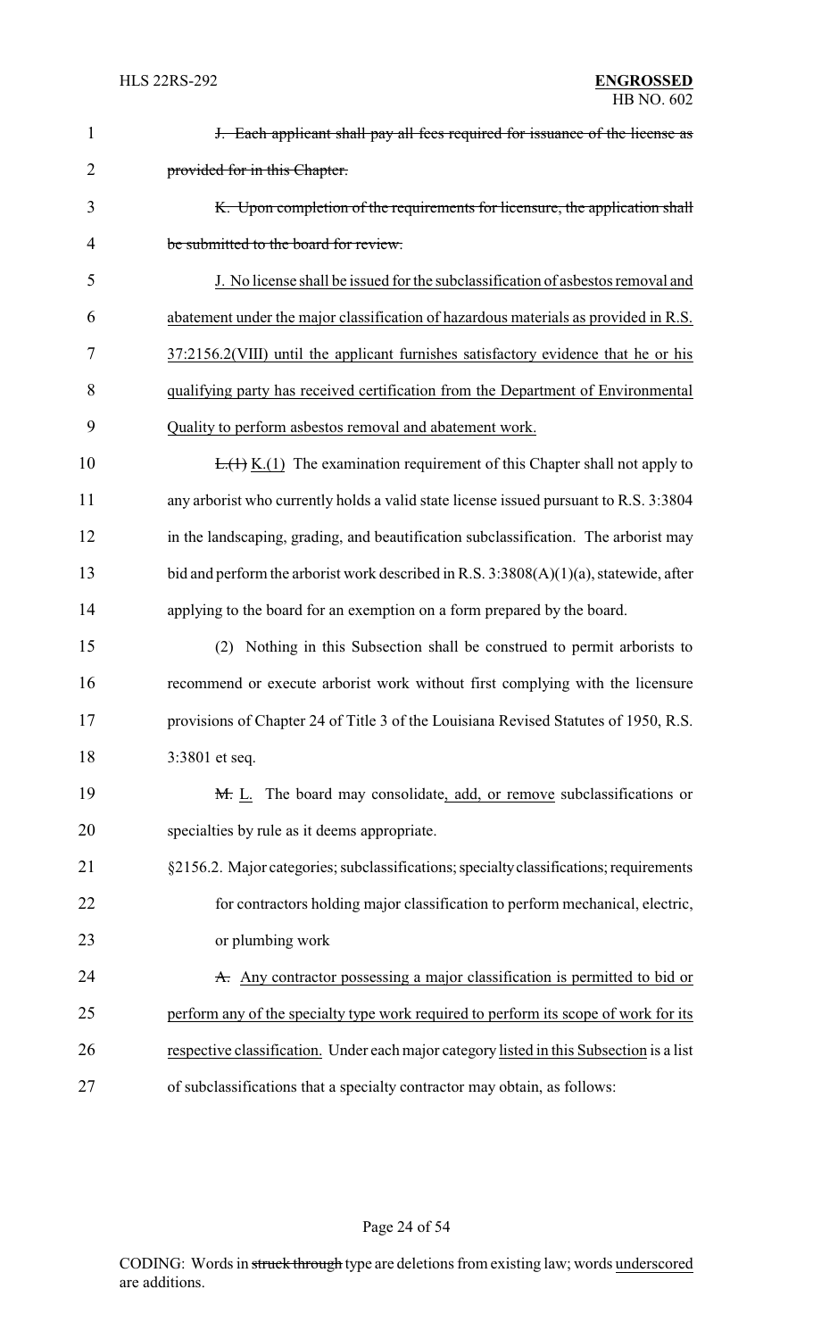~~J. Each applicant shall pay all fees required for issuance of the license as provided for in this Chapter.~~

~~K. Upon completion of the requirements for licensure, the application shall be submitted to the board for review.~~

J. No license shall be issued for the subclassification of asbestos removal and abatement under the major classification of hazardous materials as provided in R.S. 37:2156.2(VIII) until the applicant furnishes satisfactory evidence that he or his qualifying party has received certification from the Department of Environmental Quality to perform asbestos removal and abatement work.

~~L.(1)~~ K.(1) The examination requirement of this Chapter shall not apply to any arborist who currently holds a valid state license issued pursuant to R.S. 3:3804 in the landscaping, grading, and beautification subclassification. The arborist may bid and perform the arborist work described in R.S. 3:3808(A)(1)(a), statewide, after applying to the board for an exemption on a form prepared by the board.

(2) Nothing in this Subsection shall be construed to permit arborists to recommend or execute arborist work without first complying with the licensure provisions of Chapter 24 of Title 3 of the Louisiana Revised Statutes of 1950, R.S. 3:3801 et seq.

~~M.~~ L. The board may consolidate, add, or remove subclassifications or specialties by rule as it deems appropriate.

§2156.2. Major categories; subclassifications; specialty classifications; requirements for contractors holding major classification to perform mechanical, electric, or plumbing work

~~A.~~ Any contractor possessing a major classification is permitted to bid or perform any of the specialty type work required to perform its scope of work for its respective classification. Under each major category listed in this Subsection is a list of subclassifications that a specialty contractor may obtain, as follows: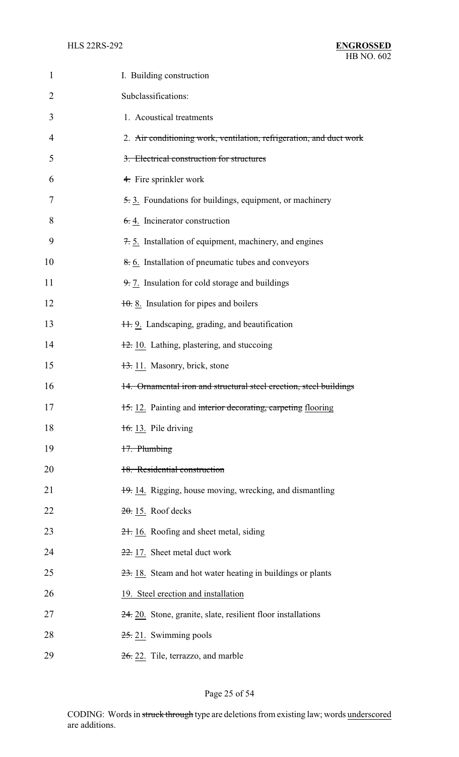I. Building construction

Subclassifications:

1. Acoustical treatments

2. ~~Air conditioning work, ventilation, refrigeration, and duct work~~

~~3. Electrical construction for structures~~

~~4.~~ Fire sprinkler work

~~5.~~ 3. Foundations for buildings, equipment, or machinery

~~6.~~ 4. Incinerator construction

~~7.~~ 5. Installation of equipment, machinery, and engines

~~8.~~ 6. Installation of pneumatic tubes and conveyors

~~9.~~ 7. Insulation for cold storage and buildings

~~10.~~ 8. Insulation for pipes and boilers

~~11.~~ 9. Landscaping, grading, and beautification

~~12.~~ 10. Lathing, plastering, and stuccoing

~~13.~~ 11. Masonry, brick, stone

~~14. Ornamental iron and structural steel erection, steel buildings~~

~~15.~~ 12. Painting and ~~interior decorating, carpeting~~ flooring

~~16.~~ 13. Pile driving

~~17. Plumbing~~

~~18. Residential construction~~

~~19.~~ 14. Rigging, house moving, wrecking, and dismantling

~~20.~~ 15. Roof decks

~~21.~~ 16. Roofing and sheet metal, siding

~~22.~~ 17. Sheet metal duct work

~~23.~~ 18. Steam and hot water heating in buildings or plants

19. Steel erection and installation

~~24.~~ 20. Stone, granite, slate, resilient floor installations

~~25.~~ 21. Swimming pools

~~26.~~ 22. Tile, terrazzo, and marble

CODING: Words in ~~struck through~~ type are deletions from existing law; words underscored are additions.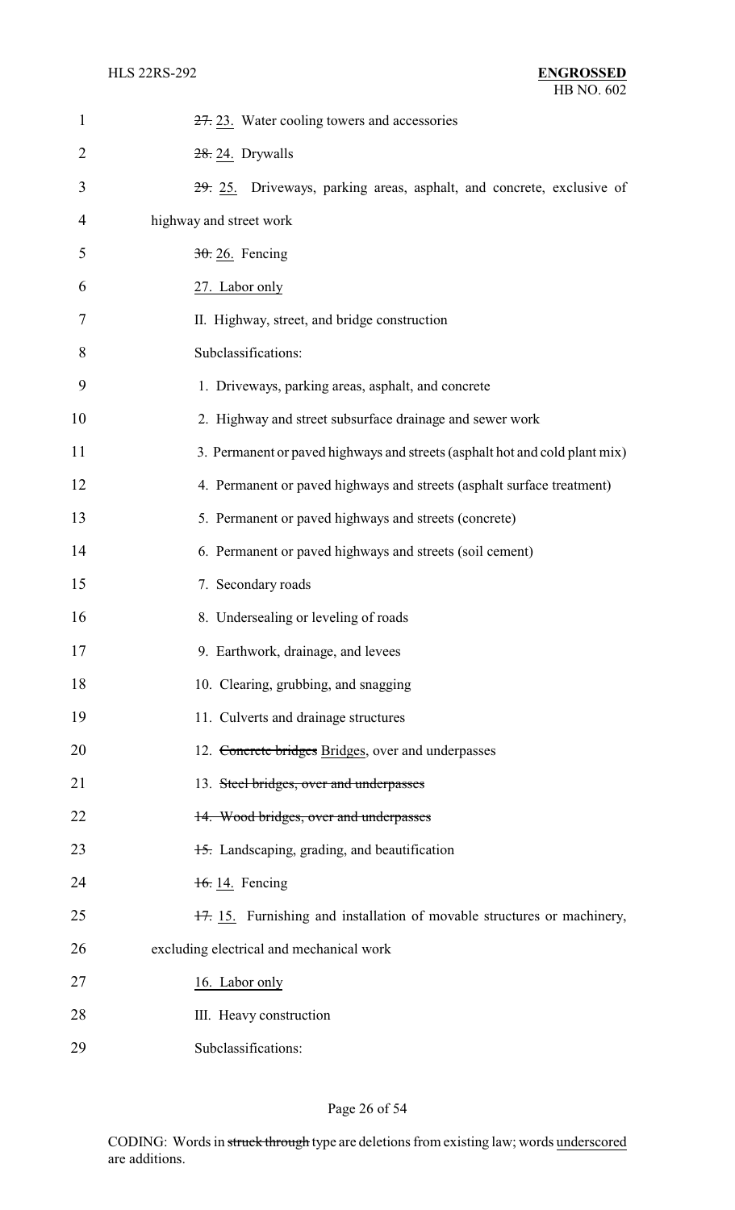~~27.~~ <u>23.</u> Water cooling towers and accessories

~~28.~~ <u>24.</u> Drywalls

~~29.~~ <u>25.</u> Driveways, parking areas, asphalt, and concrete, exclusive of highway and street work

~~30.~~ <u>26.</u> Fencing

<u>27. Labor only</u>

II. Highway, street, and bridge construction

Subclassifications:

1. Driveways, parking areas, asphalt, and concrete
2. Highway and street subsurface drainage and sewer work
3. Permanent or paved highways and streets (asphalt hot and cold plant mix)
4. Permanent or paved highways and streets (asphalt surface treatment)
5. Permanent or paved highways and streets (concrete)
6. Permanent or paved highways and streets (soil cement)
7. Secondary roads
8. Undersealing or leveling of roads
9. Earthwork, drainage, and levees
10. Clearing, grubbing, and snagging
11. Culverts and drainage structures
12. ~~Concrete bridges~~ <u>Bridges</u>, over and underpasses
13. ~~Steel bridges, over and underpasses~~

~~14. Wood bridges, over and underpasses~~

~~15.~~ Landscaping, grading, and beautification

~~16.~~ <u>14.</u> Fencing

~~17.~~ <u>15.</u> Furnishing and installation of movable structures or machinery, excluding electrical and mechanical work

<u>16. Labor only</u>

III. Heavy construction

Subclassifications: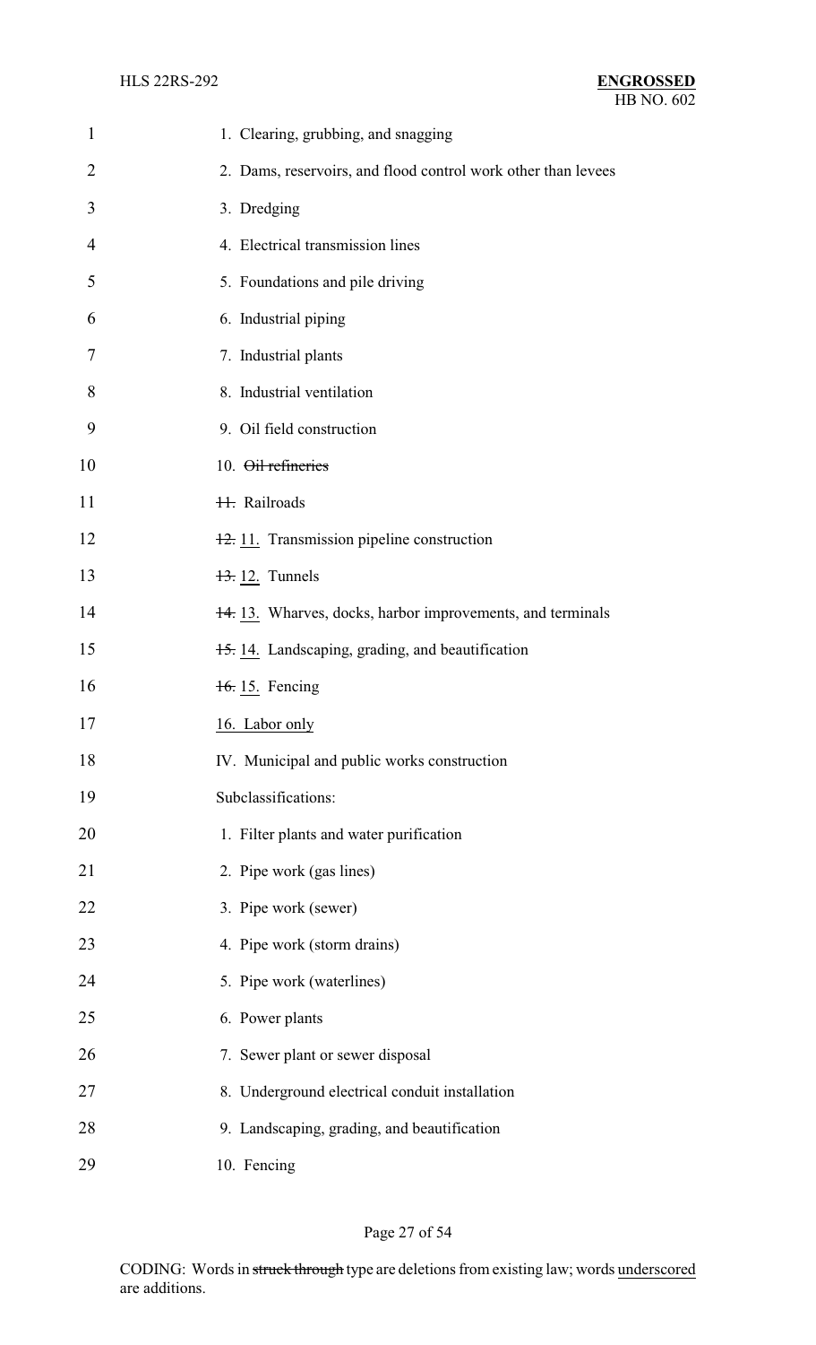1. Clearing, grubbing, and snagging

2. Dams, reservoirs, and flood control work other than levees

3. Dredging

4. Electrical transmission lines

5. Foundations and pile driving

6. Industrial piping

7. Industrial plants

8. Industrial ventilation

9. Oil field construction

10. ~~Oil refineries~~

~~11.~~ Railroads

~~12.~~ 11. Transmission pipeline construction

~~13.~~ 12. Tunnels

~~14.~~ 13. Wharves, docks, harbor improvements, and terminals

~~15.~~ 14. Landscaping, grading, and beautification

~~16.~~ 15. Fencing

16. Labor only

IV. Municipal and public works construction

Subclassifications:

1. Filter plants and water purification

2. Pipe work (gas lines)

3. Pipe work (sewer)

4. Pipe work (storm drains)

5. Pipe work (waterlines)

6. Power plants

7. Sewer plant or sewer disposal

8. Underground electrical conduit installation

9. Landscaping, grading, and beautification

10. Fencing

CODING: Words in ~~struck through~~ type are deletions from existing law; words underscored are additions.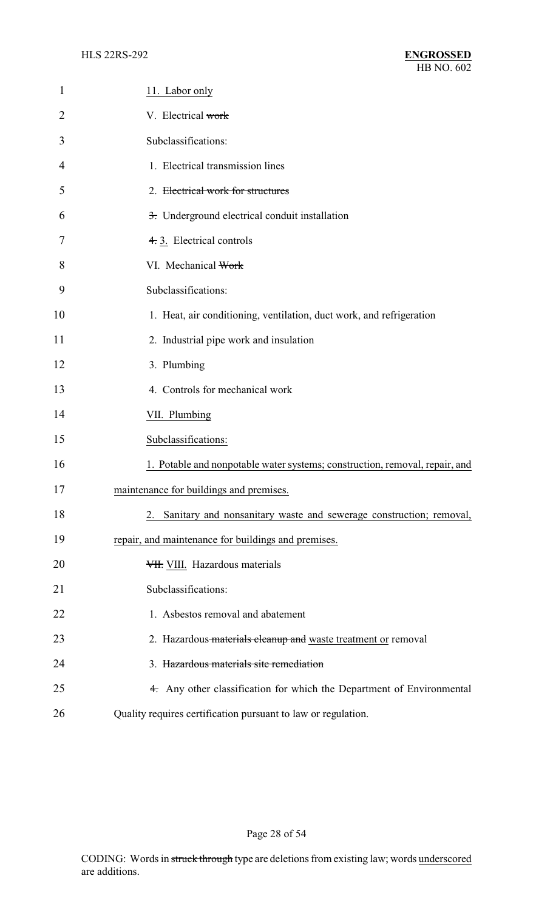11. Labor only

V. Electrical ~~work~~

Subclassifications:

1. Electrical transmission lines

2. ~~Electrical work for structures~~

~~3.~~ Underground electrical conduit installation

~~4.~~ 3. Electrical controls

VI. Mechanical ~~Work~~

Subclassifications:

1. Heat, air conditioning, ventilation, duct work, and refrigeration

2. Industrial pipe work and insulation

3. Plumbing

4. Controls for mechanical work

VII. Plumbing

Subclassifications:

1. Potable and nonpotable water systems; construction, removal, repair, and maintenance for buildings and premises.

2. Sanitary and nonsanitary waste and sewerage construction; removal, repair, and maintenance for buildings and premises.

~~VII.~~ VIII. Hazardous materials

Subclassifications:

1. Asbestos removal and abatement

2. Hazardous ~~materials cleanup and~~ waste treatment or removal

3. ~~Hazardous materials site remediation~~

~~4.~~ Any other classification for which the Department of Environmental Quality requires certification pursuant to law or regulation.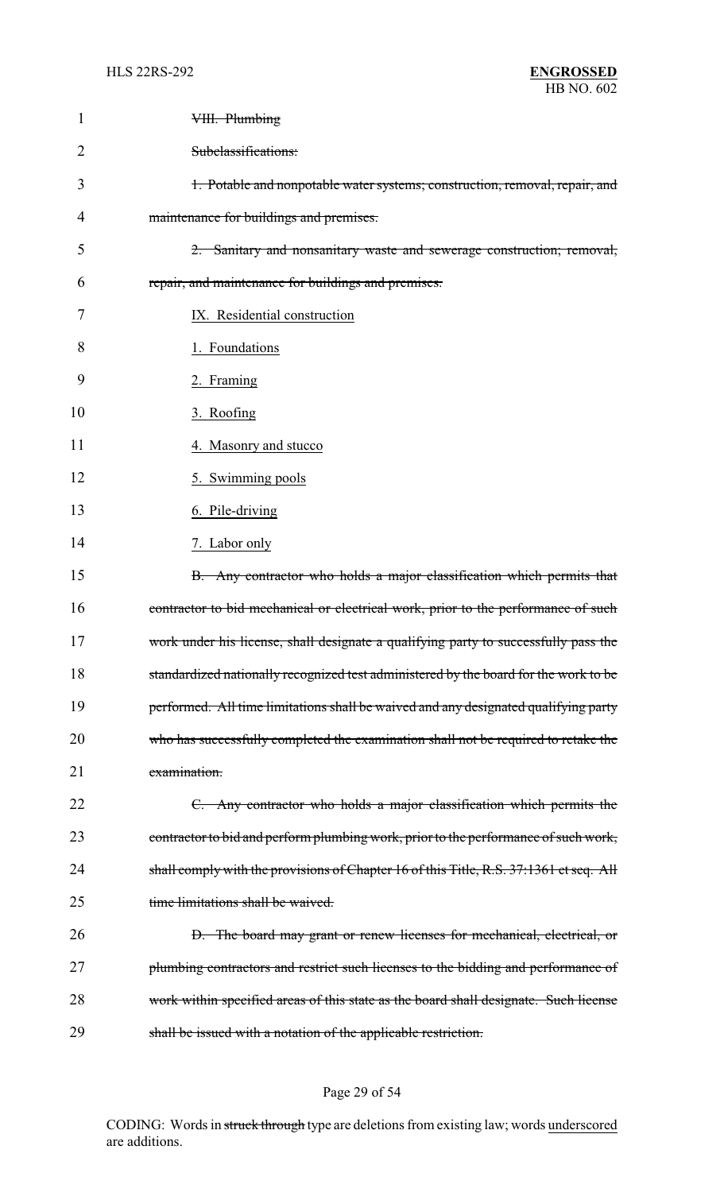~~VIII. Plumbing~~

~~Subclassifications:~~

~~1. Potable and nonpotable water systems; construction, removal, repair, and maintenance for buildings and premises.~~

~~2. Sanitary and nonsanitary waste and sewerage construction; removal, repair, and maintenance for buildings and premises.~~

<u>IX. Residential construction</u>

<u>1. Foundations</u>

<u>2. Framing</u>

<u>3. Roofing</u>

<u>4. Masonry and stucco</u>

<u>5. Swimming pools</u>

<u>6. Pile-driving</u>

<u>7. Labor only</u>

~~B. Any contractor who holds a major classification which permits that contractor to bid mechanical or electrical work, prior to the performance of such work under his license, shall designate a qualifying party to successfully pass the standardized nationally recognized test administered by the board for the work to be performed. All time limitations shall be waived and any designated qualifying party who has successfully completed the examination shall not be required to retake the examination.~~

~~C. Any contractor who holds a major classification which permits the contractor to bid and perform plumbing work, prior to the performance of such work, shall comply with the provisions of Chapter 16 of this Title, R.S. 37:1361 et seq. All time limitations shall be waived.~~

~~D. The board may grant or renew licenses for mechanical, electrical, or plumbing contractors and restrict such licenses to the bidding and performance of work within specified areas of this state as the board shall designate. Such license shall be issued with a notation of the applicable restriction.~~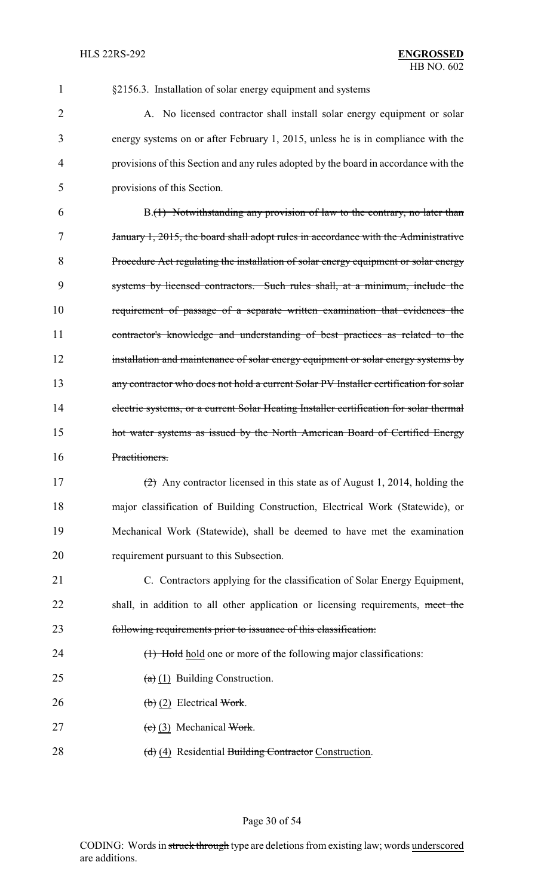§2156.3. Installation of solar energy equipment and systems

A. No licensed contractor shall install solar energy equipment or solar energy systems on or after February 1, 2015, unless he is in compliance with the provisions of this Section and any rules adopted by the board in accordance with the provisions of this Section.

B.~~(1) Notwithstanding any provision of law to the contrary, no later than January 1, 2015, the board shall adopt rules in accordance with the Administrative Procedure Act regulating the installation of solar energy equipment or solar energy systems by licensed contractors. Such rules shall, at a minimum, include the requirement of passage of a separate written examination that evidences the contractor's knowledge and understanding of best practices as related to the installation and maintenance of solar energy equipment or solar energy systems by any contractor who does not hold a current Solar PV Installer certification for solar electric systems, or a current Solar Heating Installer certification for solar thermal hot water systems as issued by the North American Board of Certified Energy Practitioners.~~

~~(2)~~ Any contractor licensed in this state as of August 1, 2014, holding the major classification of Building Construction, Electrical Work (Statewide), or Mechanical Work (Statewide), shall be deemed to have met the examination requirement pursuant to this Subsection.

C. Contractors applying for the classification of Solar Energy Equipment, shall, in addition to all other application or licensing requirements, ~~meet the following requirements prior to issuance of this classification:~~

~~(1) Hold~~ hold one or more of the following major classifications:

~~(a)~~ (1) Building Construction.

~~(b)~~ (2) Electrical ~~Work~~.

~~(c)~~ (3) Mechanical ~~Work~~.

~~(d)~~ (4) Residential ~~Building Contractor~~ Construction.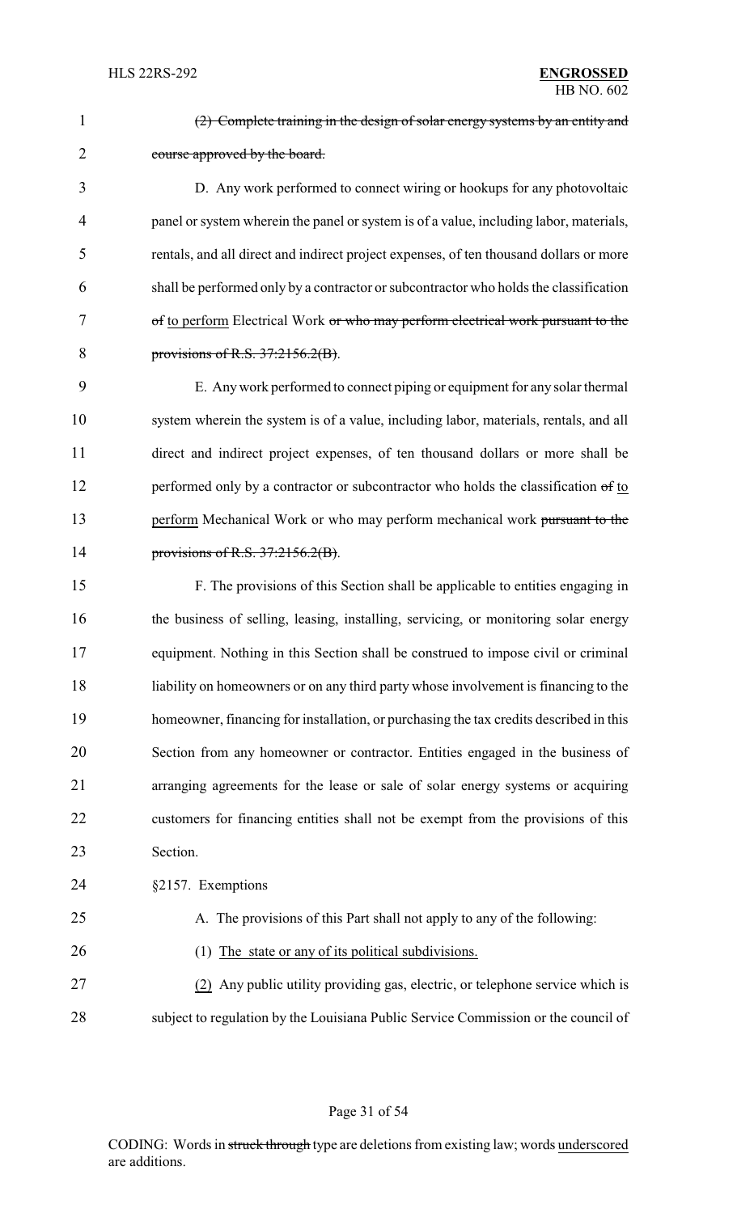(2) Complete training in the design of solar energy systems by an entity and course approved by the board.

D. Any work performed to connect wiring or hookups for any photovoltaic panel or system wherein the panel or system is of a value, including labor, materials, rentals, and all direct and indirect project expenses, of ten thousand dollars or more shall be performed only by a contractor or subcontractor who holds the classification of to perform Electrical Work or who may perform electrical work pursuant to the provisions of R.S. 37:2156.2(B).

E. Any work performed to connect piping or equipment for any solar thermal system wherein the system is of a value, including labor, materials, rentals, and all direct and indirect project expenses, of ten thousand dollars or more shall be performed only by a contractor or subcontractor who holds the classification of to perform Mechanical Work or who may perform mechanical work pursuant to the provisions of R.S. 37:2156.2(B).

F. The provisions of this Section shall be applicable to entities engaging in the business of selling, leasing, installing, servicing, or monitoring solar energy equipment. Nothing in this Section shall be construed to impose civil or criminal liability on homeowners or on any third party whose involvement is financing to the homeowner, financing for installation, or purchasing the tax credits described in this Section from any homeowner or contractor. Entities engaged in the business of arranging agreements for the lease or sale of solar energy systems or acquiring customers for financing entities shall not be exempt from the provisions of this Section.

§2157. Exemptions

A. The provisions of this Part shall not apply to any of the following:

(1) The state or any of its political subdivisions.

(2) Any public utility providing gas, electric, or telephone service which is subject to regulation by the Louisiana Public Service Commission or the council of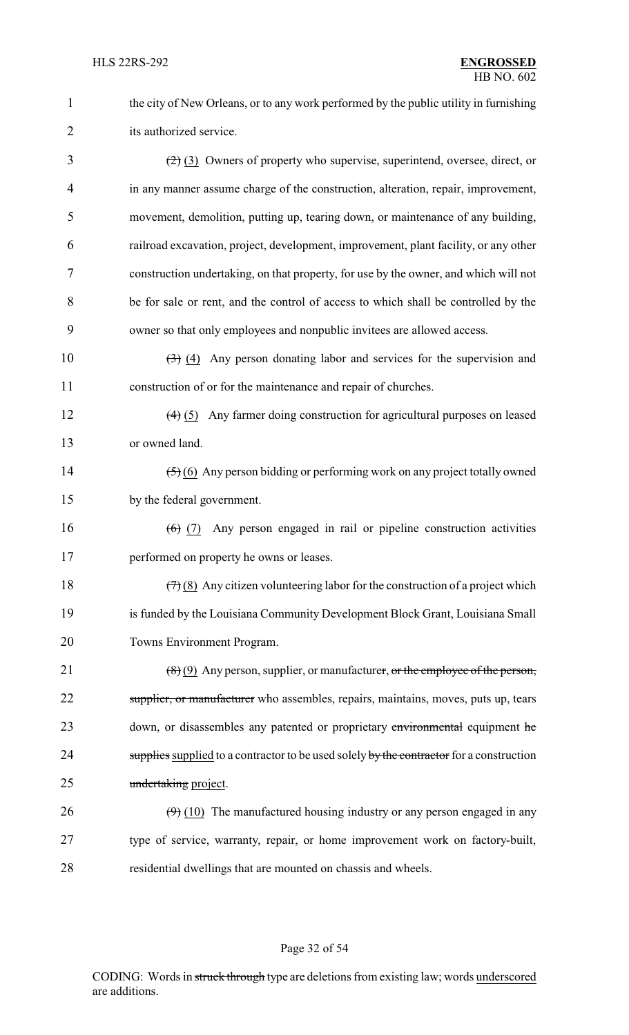the city of New Orleans, or to any work performed by the public utility in furnishing its authorized service.

~~(2)~~ (3) Owners of property who supervise, superintend, oversee, direct, or in any manner assume charge of the construction, alteration, repair, improvement, movement, demolition, putting up, tearing down, or maintenance of any building, railroad excavation, project, development, improvement, plant facility, or any other construction undertaking, on that property, for use by the owner, and which will not be for sale or rent, and the control of access to which shall be controlled by the owner so that only employees and nonpublic invitees are allowed access.

~~(3)~~ (4) Any person donating labor and services for the supervision and construction of or for the maintenance and repair of churches.

~~(4)~~ (5) Any farmer doing construction for agricultural purposes on leased or owned land.

~~(5)~~ (6) Any person bidding or performing work on any project totally owned by the federal government.

~~(6)~~ (7) Any person engaged in rail or pipeline construction activities performed on property he owns or leases.

~~(7)~~ (8) Any citizen volunteering labor for the construction of a project which is funded by the Louisiana Community Development Block Grant, Louisiana Small Towns Environment Program.

~~(8)~~ (9) Any person, supplier, or manufacturer~~, or the employee of the person, supplier, or manufacturer~~ who assembles, repairs, maintains, moves, puts up, tears down, or disassembles any patented or proprietary ~~environmental~~ equipment ~~he supplies~~ supplied to a contractor to be used solely ~~by the contractor~~ for a construction ~~undertaking~~ project.

~~(9)~~ (10) The manufactured housing industry or any person engaged in any type of service, warranty, repair, or home improvement work on factory-built, residential dwellings that are mounted on chassis and wheels.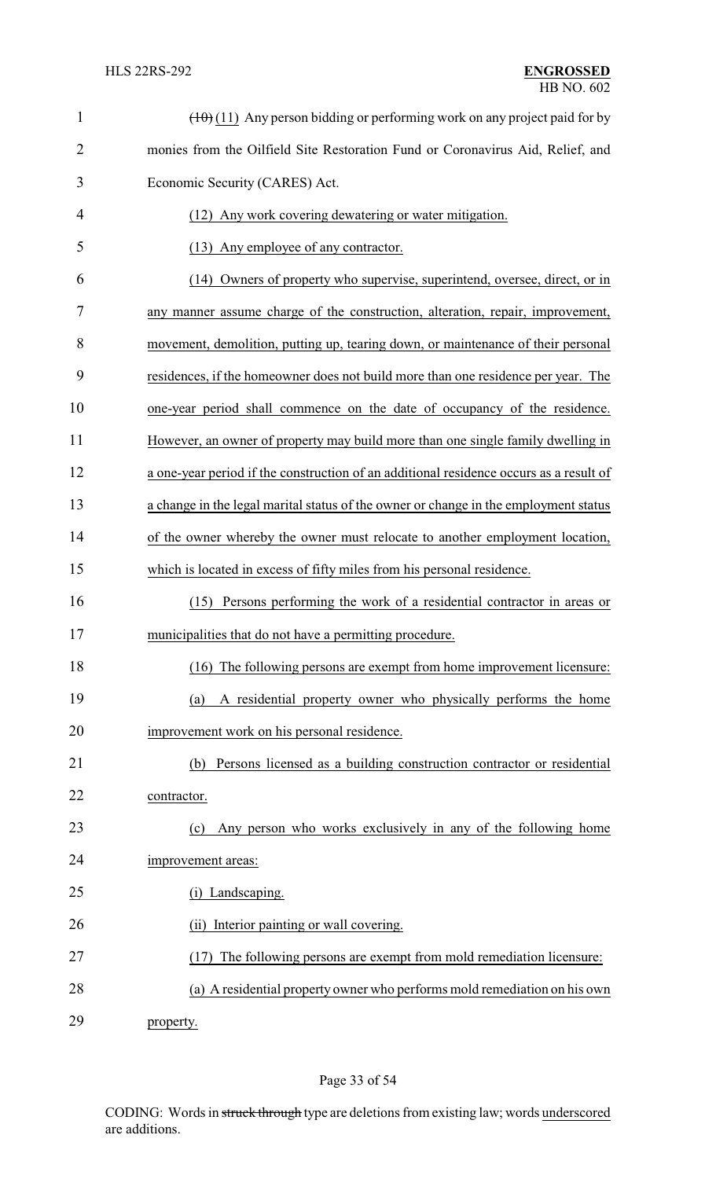~~(10)~~ (11) Any person bidding or performing work on any project paid for by monies from the Oilfield Site Restoration Fund or Coronavirus Aid, Relief, and Economic Security (CARES) Act.

(12) Any work covering dewatering or water mitigation.

(13) Any employee of any contractor.

(14) Owners of property who supervise, superintend, oversee, direct, or in any manner assume charge of the construction, alteration, repair, improvement, movement, demolition, putting up, tearing down, or maintenance of their personal residences, if the homeowner does not build more than one residence per year. The one-year period shall commence on the date of occupancy of the residence. However, an owner of property may build more than one single family dwelling in a one-year period if the construction of an additional residence occurs as a result of a change in the legal marital status of the owner or change in the employment status of the owner whereby the owner must relocate to another employment location, which is located in excess of fifty miles from his personal residence.

(15) Persons performing the work of a residential contractor in areas or municipalities that do not have a permitting procedure.

(16) The following persons are exempt from home improvement licensure:

(a) A residential property owner who physically performs the home improvement work on his personal residence.

(b) Persons licensed as a building construction contractor or residential contractor.

(c) Any person who works exclusively in any of the following home improvement areas:

(i) Landscaping.

(ii) Interior painting or wall covering.

(17) The following persons are exempt from mold remediation licensure:

(a) A residential property owner who performs mold remediation on his own property.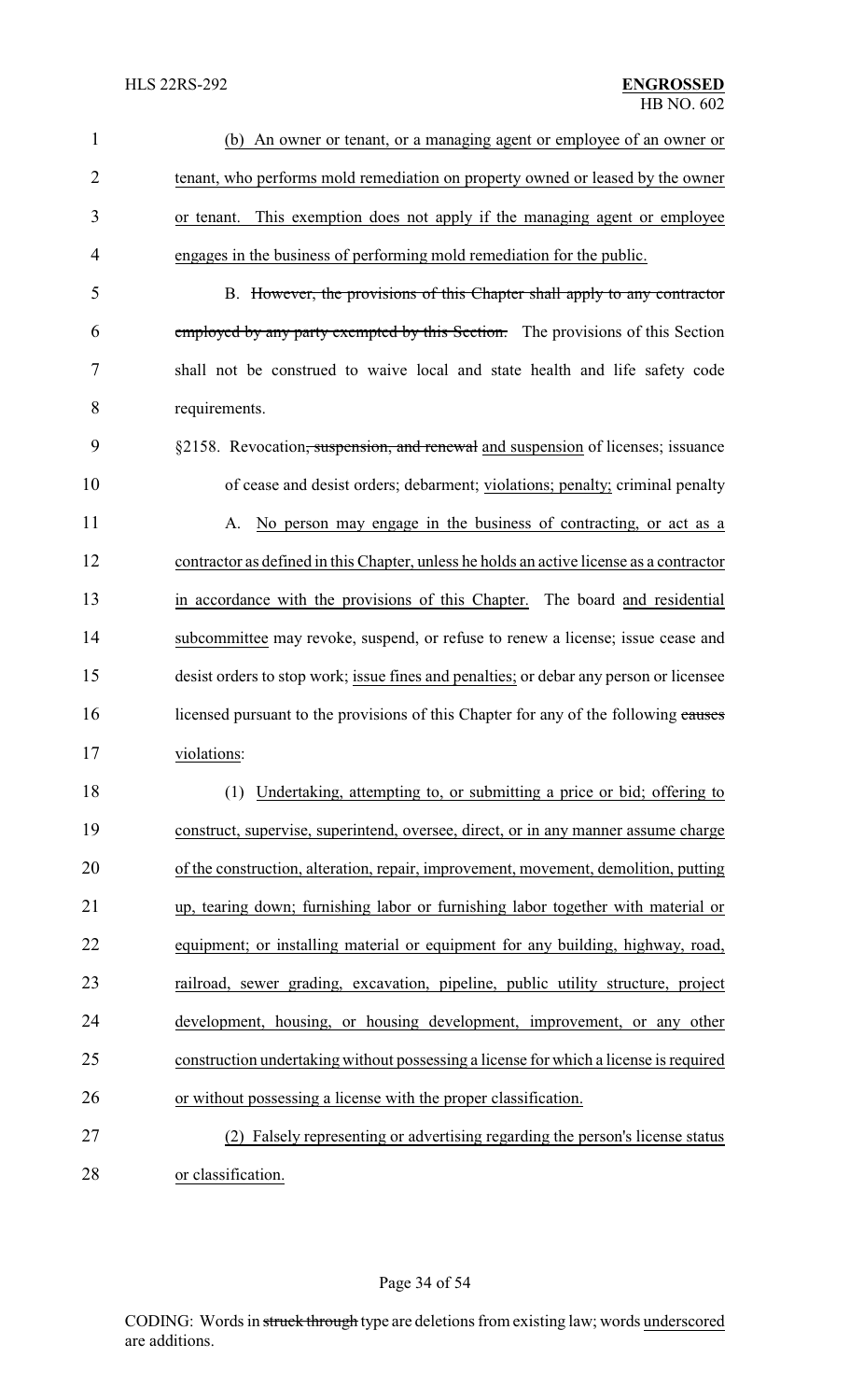(b) An owner or tenant, or a managing agent or employee of an owner or tenant, who performs mold remediation on property owned or leased by the owner or tenant. This exemption does not apply if the managing agent or employee engages in the business of performing mold remediation for the public.

B. ~~However, the provisions of this Chapter shall apply to any contractor employed by any party exempted by this Section.~~ The provisions of this Section shall not be construed to waive local and state health and life safety code requirements.

§2158. Revocation~~, suspension, and renewal~~ and suspension of licenses; issuance of cease and desist orders; debarment; violations; penalty; criminal penalty

A. No person may engage in the business of contracting, or act as a contractor as defined in this Chapter, unless he holds an active license as a contractor in accordance with the provisions of this Chapter. The board and residential subcommittee may revoke, suspend, or refuse to renew a license; issue cease and desist orders to stop work; issue fines and penalties; or debar any person or licensee licensed pursuant to the provisions of this Chapter for any of the following ~~causes~~ violations:

(1) Undertaking, attempting to, or submitting a price or bid; offering to construct, supervise, superintend, oversee, direct, or in any manner assume charge of the construction, alteration, repair, improvement, movement, demolition, putting up, tearing down; furnishing labor or furnishing labor together with material or equipment; or installing material or equipment for any building, highway, road, railroad, sewer grading, excavation, pipeline, public utility structure, project development, housing, or housing development, improvement, or any other construction undertaking without possessing a license for which a license is required or without possessing a license with the proper classification.

(2) Falsely representing or advertising regarding the person's license status or classification.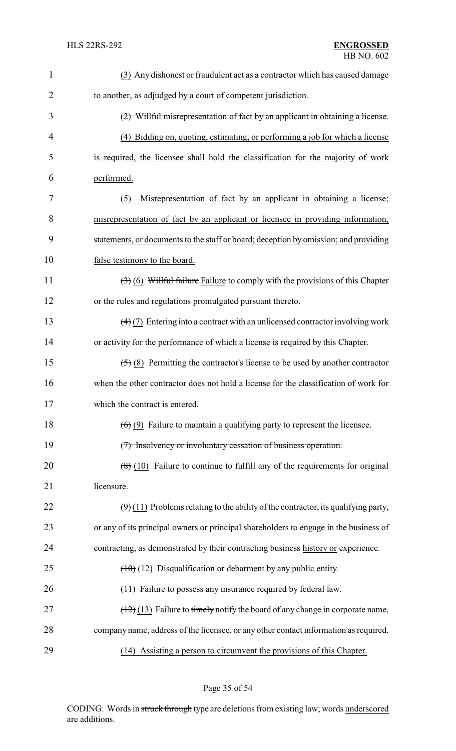(3) Any dishonest or fraudulent act as a contractor which has caused damage to another, as adjudged by a court of competent jurisdiction.

~~(2) Willful misrepresentation of fact by an applicant in obtaining a license.~~

<u>(4) Bidding on, quoting, estimating, or performing a job for which a license is required, the licensee shall hold the classification for the majority of work performed.</u>

<u>(5) Misrepresentation of fact by an applicant in obtaining a license; misrepresentation of fact by an applicant or licensee in providing information, statements, or documents to the staff or board; deception by omission; and providing false testimony to the board.</u>

~~(3)~~ <u>(6)</u> ~~Willful failure~~ <u>Failure</u> to comply with the provisions of this Chapter or the rules and regulations promulgated pursuant thereto.

~~(4)~~ <u>(7)</u> Entering into a contract with an unlicensed contractor involving work or activity for the performance of which a license is required by this Chapter.

~~(5)~~ <u>(8)</u> Permitting the contractor's license to be used by another contractor when the other contractor does not hold a license for the classification of work for which the contract is entered.

~~(6)~~ <u>(9)</u> Failure to maintain a qualifying party to represent the licensee.

~~(7) Insolvency or involuntary cessation of business operation.~~

~~(8)~~ <u>(10)</u> Failure to continue to fulfill any of the requirements for original licensure.

~~(9)~~ <u>(11)</u> Problems relating to the ability of the contractor, its qualifying party, or any of its principal owners or principal shareholders to engage in the business of contracting, as demonstrated by their contracting business <u>history or</u> experience.

~~(10)~~ <u>(12)</u> Disqualification or debarment by any public entity.

~~(11) Failure to possess any insurance required by federal law.~~

~~(12)~~ <u>(13)</u> Failure to ~~timely~~ notify the board of any change in corporate name, company name, address of the licensee, or any other contact information as required.

<u>(14) Assisting a person to circumvent the provisions of this Chapter.</u>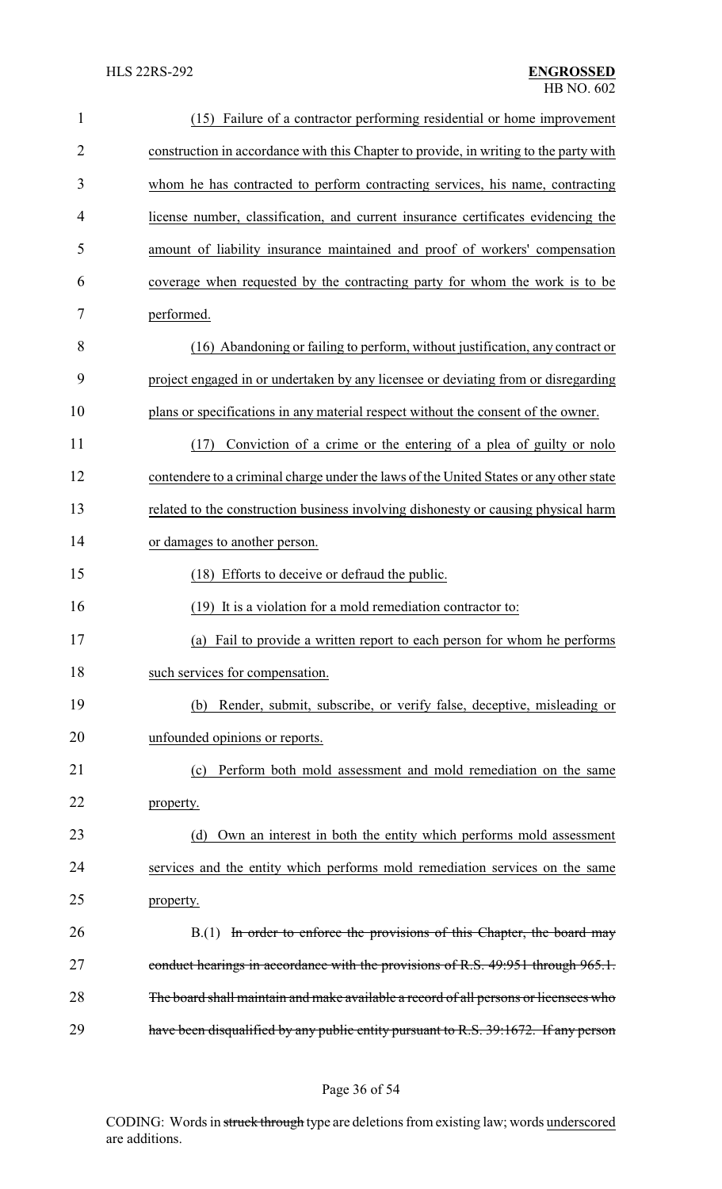(15) Failure of a contractor performing residential or home improvement construction in accordance with this Chapter to provide, in writing to the party with whom he has contracted to perform contracting services, his name, contracting license number, classification, and current insurance certificates evidencing the amount of liability insurance maintained and proof of workers' compensation coverage when requested by the contracting party for whom the work is to be performed.

(16) Abandoning or failing to perform, without justification, any contract or project engaged in or undertaken by any licensee or deviating from or disregarding plans or specifications in any material respect without the consent of the owner.

(17) Conviction of a crime or the entering of a plea of guilty or nolo contendere to a criminal charge under the laws of the United States or any other state related to the construction business involving dishonesty or causing physical harm or damages to another person.

(18) Efforts to deceive or defraud the public.

(19) It is a violation for a mold remediation contractor to:

(a) Fail to provide a written report to each person for whom he performs such services for compensation.

(b) Render, submit, subscribe, or verify false, deceptive, misleading or unfounded opinions or reports.

(c) Perform both mold assessment and mold remediation on the same property.

(d) Own an interest in both the entity which performs mold assessment services and the entity which performs mold remediation services on the same property.

B.(1) ~~In order to enforce the provisions of this Chapter, the board may conduct hearings in accordance with the provisions of R.S. 49:951 through 965.1. The board shall maintain and make available a record of all persons or licensees who have been disqualified by any public entity pursuant to R.S. 39:1672. If any person~~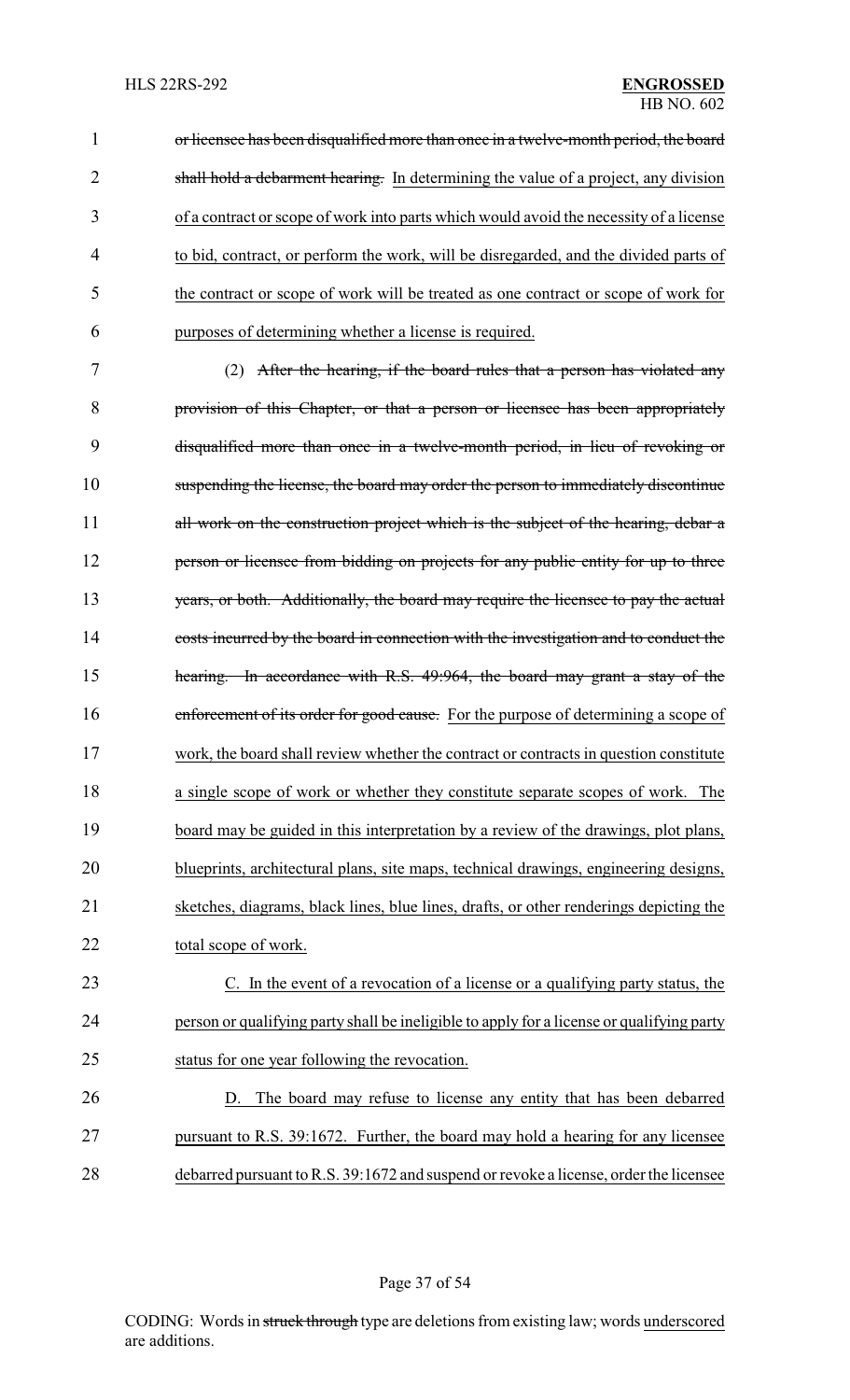~~or licensee has been disqualified more than once in a twelve-month period, the board shall hold a debarment hearing.~~ <u>In determining the value of a project, any division of a contract or scope of work into parts which would avoid the necessity of a license to bid, contract, or perform the work, will be disregarded, and the divided parts of the contract or scope of work will be treated as one contract or scope of work for purposes of determining whether a license is required.</u>

(2) ~~After the hearing, if the board rules that a person has violated any provision of this Chapter, or that a person or licensee has been appropriately disqualified more than once in a twelve-month period, in lieu of revoking or suspending the license, the board may order the person to immediately discontinue all work on the construction project which is the subject of the hearing, debar a person or licensee from bidding on projects for any public entity for up to three years, or both. Additionally, the board may require the licensee to pay the actual costs incurred by the board in connection with the investigation and to conduct the hearing. In accordance with R.S. 49:964, the board may grant a stay of the enforcement of its order for good cause.~~ <u>For the purpose of determining a scope of work, the board shall review whether the contract or contracts in question constitute a single scope of work or whether they constitute separate scopes of work. The board may be guided in this interpretation by a review of the drawings, plot plans, blueprints, architectural plans, site maps, technical drawings, engineering designs, sketches, diagrams, black lines, blue lines, drafts, or other renderings depicting the total scope of work.</u>

<u>C. In the event of a revocation of a license or a qualifying party status, the person or qualifying party shall be ineligible to apply for a license or qualifying party status for one year following the revocation.</u>

<u>D. The board may refuse to license any entity that has been debarred pursuant to R.S. 39:1672. Further, the board may hold a hearing for any licensee debarred pursuant to R.S. 39:1672 and suspend or revoke a license, order the licensee</u>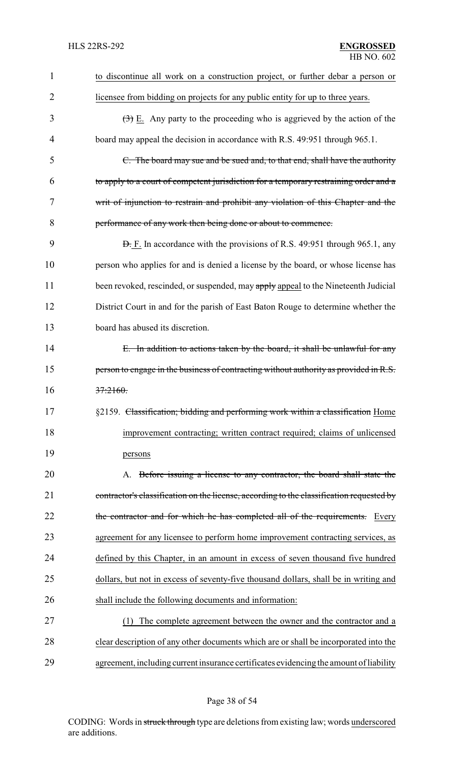to discontinue all work on a construction project, or further debar a person or licensee from bidding on projects for any public entity for up to three years.

~~(3)~~ E. Any party to the proceeding who is aggrieved by the action of the board may appeal the decision in accordance with R.S. 49:951 through 965.1.

~~C. The board may sue and be sued and, to that end, shall have the authority to apply to a court of competent jurisdiction for a temporary restraining order and a writ of injunction to restrain and prohibit any violation of this Chapter and the performance of any work then being done or about to commence.~~

~~D.~~ F. In accordance with the provisions of R.S. 49:951 through 965.1, any person who applies for and is denied a license by the board, or whose license has been revoked, rescinded, or suspended, may ~~apply~~ appeal to the Nineteenth Judicial District Court in and for the parish of East Baton Rouge to determine whether the board has abused its discretion.

~~E. In addition to actions taken by the board, it shall be unlawful for any person to engage in the business of contracting without authority as provided in R.S. 37:2160.~~

§2159. ~~Classification; bidding and performing work within a classification~~ Home improvement contracting; written contract required; claims of unlicensed persons

A. ~~Before issuing a license to any contractor, the board shall state the contractor's classification on the license, according to the classification requested by the contractor and for which he has completed all of the requirements.~~ Every agreement for any licensee to perform home improvement contracting services, as defined by this Chapter, in an amount in excess of seven thousand five hundred dollars, but not in excess of seventy-five thousand dollars, shall be in writing and shall include the following documents and information:

(1) The complete agreement between the owner and the contractor and a clear description of any other documents which are or shall be incorporated into the agreement, including current insurance certificates evidencing the amount of liability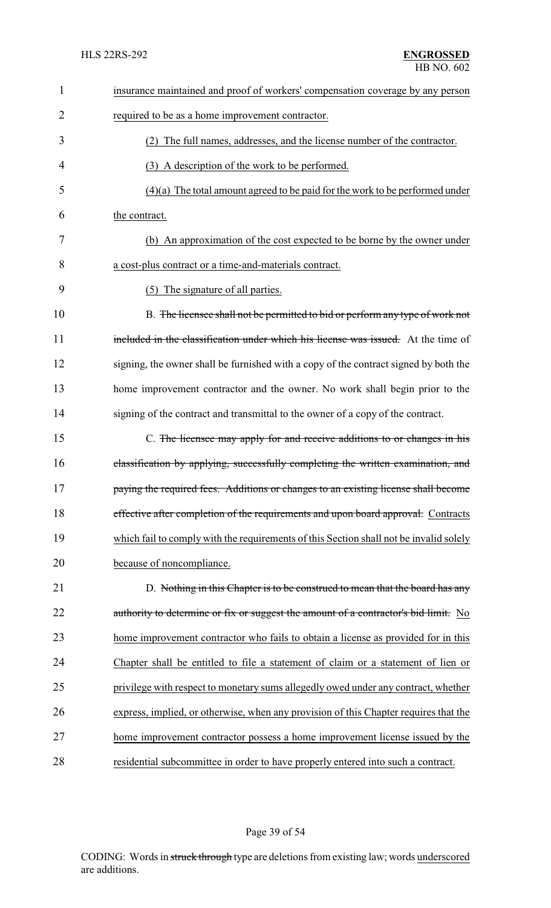insurance maintained and proof of workers' compensation coverage by any person required to be as a home improvement contractor.

(2) The full names, addresses, and the license number of the contractor.

(3) A description of the work to be performed.

(4)(a) The total amount agreed to be paid for the work to be performed under the contract.

(b) An approximation of the cost expected to be borne by the owner under a cost-plus contract or a time-and-materials contract.

(5) The signature of all parties.

B. ~~The licensee shall not be permitted to bid or perform any type of work not included in the classification under which his license was issued.~~ At the time of signing, the owner shall be furnished with a copy of the contract signed by both the home improvement contractor and the owner. No work shall begin prior to the signing of the contract and transmittal to the owner of a copy of the contract.

C. ~~The licensee may apply for and receive additions to or changes in his classification by applying, successfully completing the written examination, and paying the required fees. Additions or changes to an existing license shall become effective after completion of the requirements and upon board approval.~~ Contracts which fail to comply with the requirements of this Section shall not be invalid solely because of noncompliance.

D. ~~Nothing in this Chapter is to be construed to mean that the board has any authority to determine or fix or suggest the amount of a contractor's bid limit.~~ No home improvement contractor who fails to obtain a license as provided for in this Chapter shall be entitled to file a statement of claim or a statement of lien or privilege with respect to monetary sums allegedly owed under any contract, whether express, implied, or otherwise, when any provision of this Chapter requires that the home improvement contractor possess a home improvement license issued by the residential subcommittee in order to have properly entered into such a contract.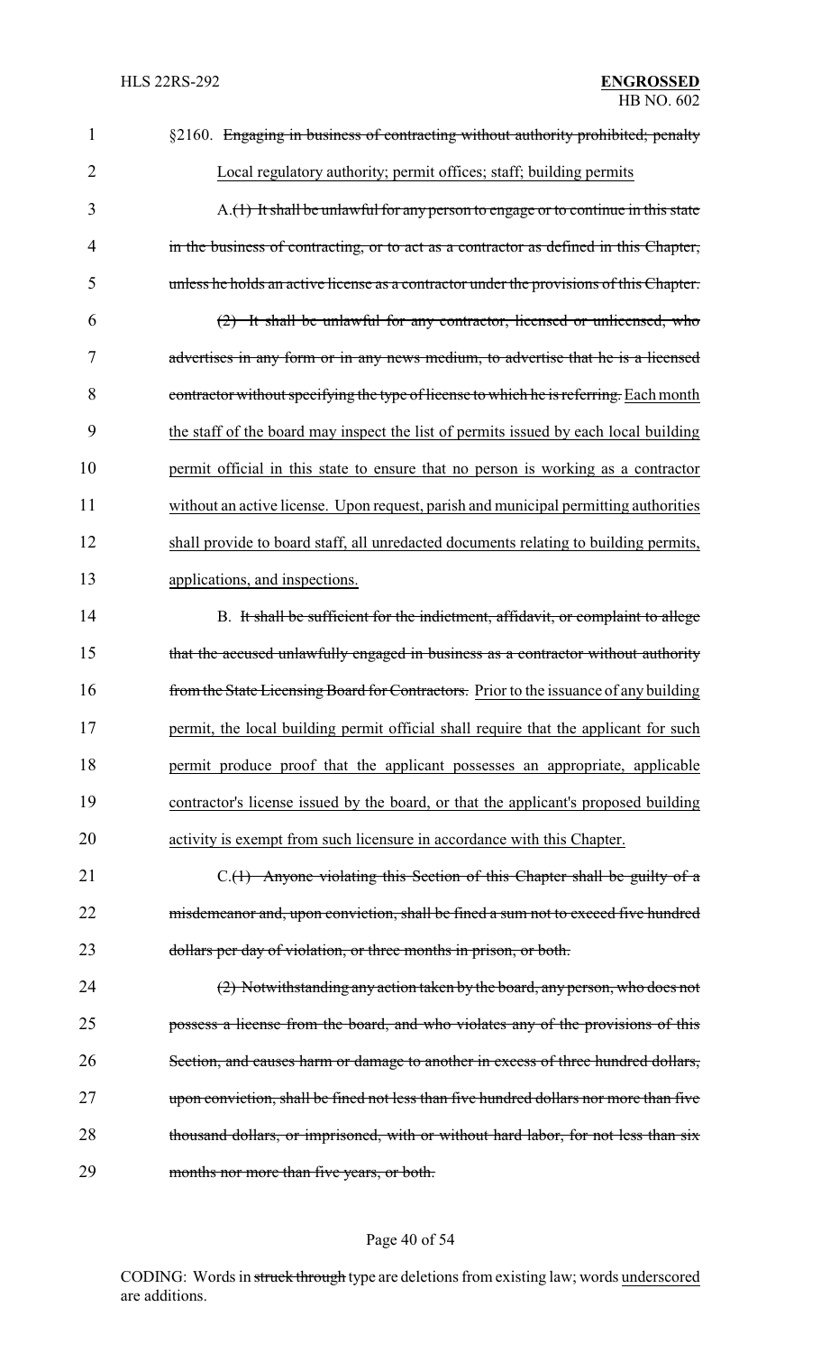§2160. ~~Engaging in business of contracting without authority prohibited; penalty~~ Local regulatory authority; permit offices; staff; building permits

A.~~(1) It shall be unlawful for any person to engage or to continue in this state in the business of contracting, or to act as a contractor as defined in this Chapter, unless he holds an active license as a contractor under the provisions of this Chapter.~~

~~(2) It shall be unlawful for any contractor, licensed or unlicensed, who advertises in any form or in any news medium, to advertise that he is a licensed contractor without specifying the type of license to which he is referring.~~ Each month the staff of the board may inspect the list of permits issued by each local building permit official in this state to ensure that no person is working as a contractor without an active license. Upon request, parish and municipal permitting authorities shall provide to board staff, all unredacted documents relating to building permits, applications, and inspections.

B. ~~It shall be sufficient for the indictment, affidavit, or complaint to allege that the accused unlawfully engaged in business as a contractor without authority from the State Licensing Board for Contractors.~~ Prior to the issuance of any building permit, the local building permit official shall require that the applicant for such permit produce proof that the applicant possesses an appropriate, applicable contractor's license issued by the board, or that the applicant's proposed building activity is exempt from such licensure in accordance with this Chapter.

C.~~(1) Anyone violating this Section of this Chapter shall be guilty of a misdemeanor and, upon conviction, shall be fined a sum not to exceed five hundred dollars per day of violation, or three months in prison, or both.~~

~~(2) Notwithstanding any action taken by the board, any person, who does not possess a license from the board, and who violates any of the provisions of this Section, and causes harm or damage to another in excess of three hundred dollars, upon conviction, shall be fined not less than five hundred dollars nor more than five thousand dollars, or imprisoned, with or without hard labor, for not less than six months nor more than five years, or both.~~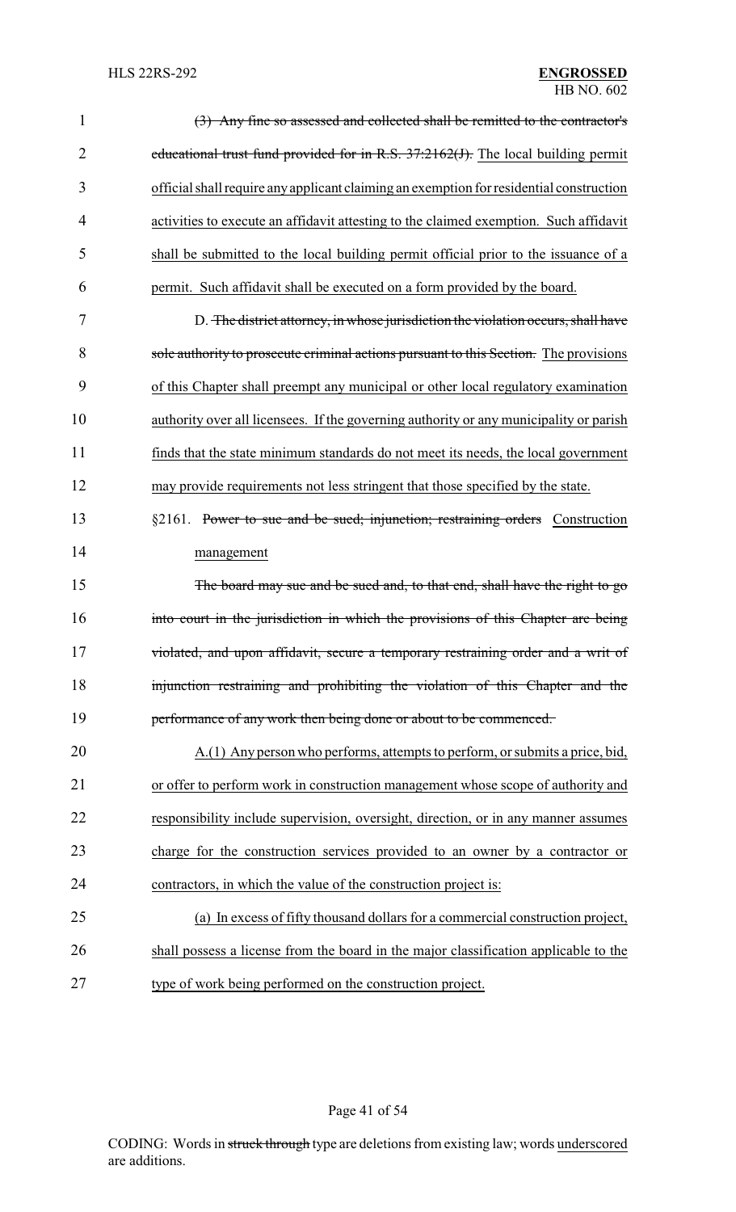(3) ~~Any fine so assessed and collected shall be remitted to the contractor's educational trust fund provided for in R.S. 37:2162(J).~~ The local building permit official shall require any applicant claiming an exemption for residential construction activities to execute an affidavit attesting to the claimed exemption. Such affidavit shall be submitted to the local building permit official prior to the issuance of a permit. Such affidavit shall be executed on a form provided by the board.

D. ~~The district attorney, in whose jurisdiction the violation occurs, shall have sole authority to prosecute criminal actions pursuant to this Section.~~ The provisions of this Chapter shall preempt any municipal or other local regulatory examination authority over all licensees. If the governing authority or any municipality or parish finds that the state minimum standards do not meet its needs, the local government may provide requirements not less stringent that those specified by the state.

§2161. ~~Power to sue and be sued; injunction; restraining orders~~ Construction management

~~The board may sue and be sued and, to that end, shall have the right to go into court in the jurisdiction in which the provisions of this Chapter are being violated, and upon affidavit, secure a temporary restraining order and a writ of injunction restraining and prohibiting the violation of this Chapter and the performance of any work then being done or about to be commenced.~~

A.(1) Any person who performs, attempts to perform, or submits a price, bid, or offer to perform work in construction management whose scope of authority and responsibility include supervision, oversight, direction, or in any manner assumes charge for the construction services provided to an owner by a contractor or contractors, in which the value of the construction project is:

(a) In excess of fifty thousand dollars for a commercial construction project, shall possess a license from the board in the major classification applicable to the type of work being performed on the construction project.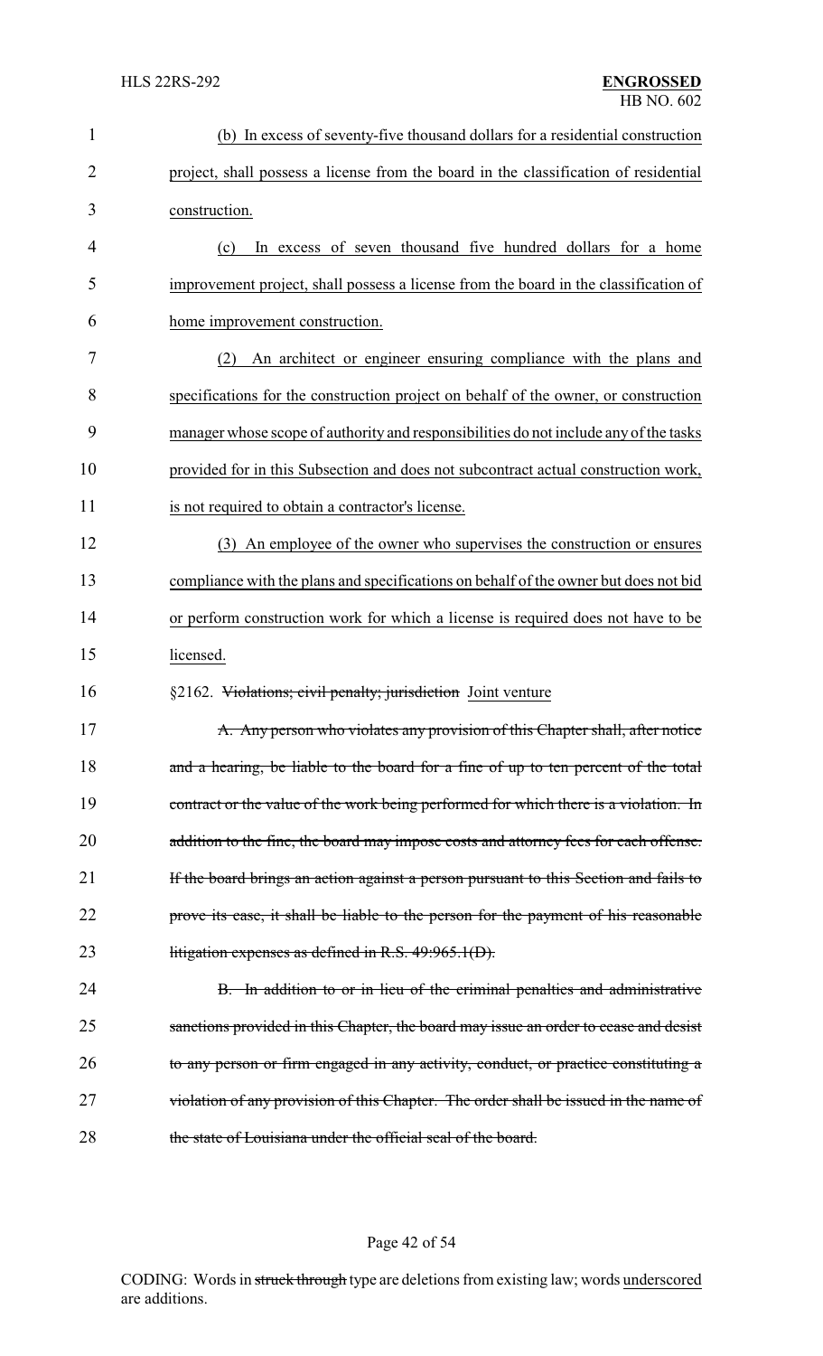(b) In excess of seventy-five thousand dollars for a residential construction project, shall possess a license from the board in the classification of residential construction.

(c) In excess of seven thousand five hundred dollars for a home improvement project, shall possess a license from the board in the classification of home improvement construction.

(2) An architect or engineer ensuring compliance with the plans and specifications for the construction project on behalf of the owner, or construction manager whose scope of authority and responsibilities do not include any of the tasks provided for in this Subsection and does not subcontract actual construction work, is not required to obtain a contractor's license.

(3) An employee of the owner who supervises the construction or ensures compliance with the plans and specifications on behalf of the owner but does not bid or perform construction work for which a license is required does not have to be licensed.

§2162. ~~Violations; civil penalty; jurisdiction~~ Joint venture

~~A. Any person who violates any provision of this Chapter shall, after notice and a hearing, be liable to the board for a fine of up to ten percent of the total contract or the value of the work being performed for which there is a violation. In addition to the fine, the board may impose costs and attorney fees for each offense. If the board brings an action against a person pursuant to this Section and fails to prove its case, it shall be liable to the person for the payment of his reasonable litigation expenses as defined in R.S. 49:965.1(D).~~

~~B. In addition to or in lieu of the criminal penalties and administrative sanctions provided in this Chapter, the board may issue an order to cease and desist to any person or firm engaged in any activity, conduct, or practice constituting a violation of any provision of this Chapter. The order shall be issued in the name of the state of Louisiana under the official seal of the board.~~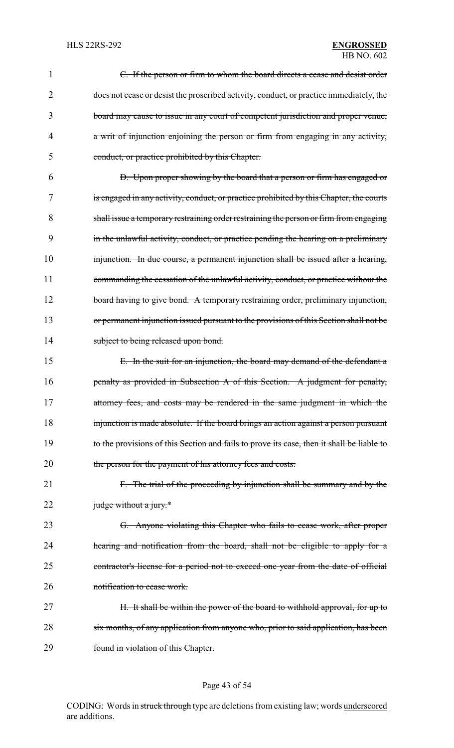~~C. If the person or firm to whom the board directs a cease and desist order does not cease or desist the proscribed activity, conduct, or practice immediately, the board may cause to issue in any court of competent jurisdiction and proper venue, a writ of injunction enjoining the person or firm from engaging in any activity, conduct, or practice prohibited by this Chapter.~~

~~D. Upon proper showing by the board that a person or firm has engaged or is engaged in any activity, conduct, or practice prohibited by this Chapter, the courts shall issue a temporary restraining order restraining the person or firm from engaging in the unlawful activity, conduct, or practice pending the hearing on a preliminary injunction. In due course, a permanent injunction shall be issued after a hearing, commanding the cessation of the unlawful activity, conduct, or practice without the board having to give bond. A temporary restraining order, preliminary injunction, or permanent injunction issued pursuant to the provisions of this Section shall not be subject to being released upon bond.~~

~~E. In the suit for an injunction, the board may demand of the defendant a penalty as provided in Subsection A of this Section. A judgment for penalty, attorney fees, and costs may be rendered in the same judgment in which the injunction is made absolute. If the board brings an action against a person pursuant to the provisions of this Section and fails to prove its case, then it shall be liable to the person for the payment of his attorney fees and costs.~~

~~F. The trial of the proceeding by injunction shall be summary and by the judge without a jury.*~~

~~G. Anyone violating this Chapter who fails to cease work, after proper hearing and notification from the board, shall not be eligible to apply for a contractor's license for a period not to exceed one year from the date of official notification to cease work.~~

~~H. It shall be within the power of the board to withhold approval, for up to six months, of any application from anyone who, prior to said application, has been found in violation of this Chapter.~~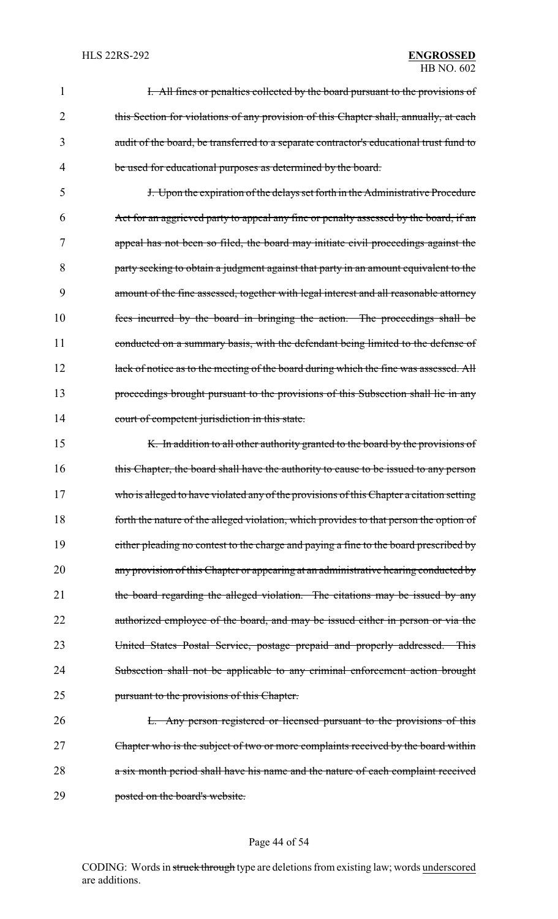~~I. All fines or penalties collected by the board pursuant to the provisions of this Section for violations of any provision of this Chapter shall, annually, at each audit of the board, be transferred to a separate contractor's educational trust fund to be used for educational purposes as determined by the board.~~

~~J. Upon the expiration of the delays set forth in the Administrative Procedure Act for an aggrieved party to appeal any fine or penalty assessed by the board, if an appeal has not been so filed, the board may initiate civil proceedings against the party seeking to obtain a judgment against that party in an amount equivalent to the amount of the fine assessed, together with legal interest and all reasonable attorney fees incurred by the board in bringing the action. The proceedings shall be conducted on a summary basis, with the defendant being limited to the defense of lack of notice as to the meeting of the board during which the fine was assessed. All proceedings brought pursuant to the provisions of this Subsection shall lie in any court of competent jurisdiction in this state.~~

~~K. In addition to all other authority granted to the board by the provisions of this Chapter, the board shall have the authority to cause to be issued to any person who is alleged to have violated any of the provisions of this Chapter a citation setting forth the nature of the alleged violation, which provides to that person the option of either pleading no contest to the charge and paying a fine to the board prescribed by any provision of this Chapter or appearing at an administrative hearing conducted by the board regarding the alleged violation. The citations may be issued by any authorized employee of the board, and may be issued either in person or via the United States Postal Service, postage prepaid and properly addressed. This Subsection shall not be applicable to any criminal enforcement action brought pursuant to the provisions of this Chapter.~~

~~L. Any person registered or licensed pursuant to the provisions of this Chapter who is the subject of two or more complaints received by the board within a six month period shall have his name and the nature of each complaint received posted on the board's website.~~

CODING: Words in ~~struck through~~ type are deletions from existing law; words underscored are additions.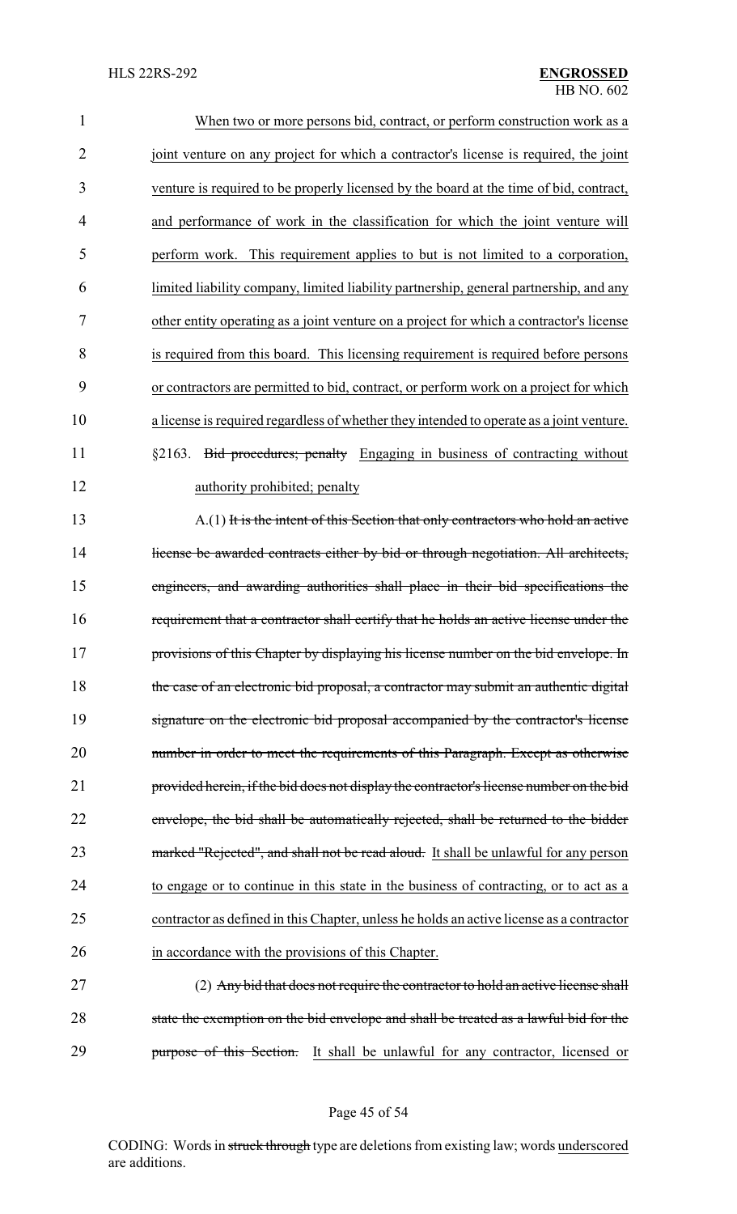When two or more persons bid, contract, or perform construction work as a joint venture on any project for which a contractor's license is required, the joint venture is required to be properly licensed by the board at the time of bid, contract, and performance of work in the classification for which the joint venture will perform work. This requirement applies to but is not limited to a corporation, limited liability company, limited liability partnership, general partnership, and any other entity operating as a joint venture on a project for which a contractor's license is required from this board. This licensing requirement is required before persons or contractors are permitted to bid, contract, or perform work on a project for which a license is required regardless of whether they intended to operate as a joint venture.

§2163. ~~Bid procedures; penalty~~ Engaging in business of contracting without authority prohibited; penalty

A.(1) ~~It is the intent of this Section that only contractors who hold an active license be awarded contracts either by bid or through negotiation. All architects, engineers, and awarding authorities shall place in their bid specifications the requirement that a contractor shall certify that he holds an active license under the provisions of this Chapter by displaying his license number on the bid envelope. In the case of an electronic bid proposal, a contractor may submit an authentic digital signature on the electronic bid proposal accompanied by the contractor's license number in order to meet the requirements of this Paragraph. Except as otherwise provided herein, if the bid does not display the contractor's license number on the bid envelope, the bid shall be automatically rejected, shall be returned to the bidder marked "Rejected", and shall not be read aloud.~~ It shall be unlawful for any person to engage or to continue in this state in the business of contracting, or to act as a contractor as defined in this Chapter, unless he holds an active license as a contractor in accordance with the provisions of this Chapter.

(2) ~~Any bid that does not require the contractor to hold an active license shall state the exemption on the bid envelope and shall be treated as a lawful bid for the purpose of this Section.~~ It shall be unlawful for any contractor, licensed or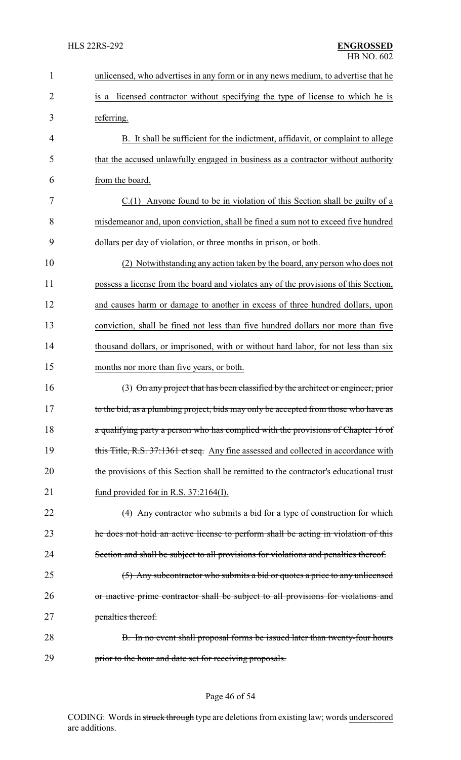unlicensed, who advertises in any form or in any news medium, to advertise that he is a licensed contractor without specifying the type of license to which he is referring.

B. It shall be sufficient for the indictment, affidavit, or complaint to allege that the accused unlawfully engaged in business as a contractor without authority from the board.

C.(1) Anyone found to be in violation of this Section shall be guilty of a misdemeanor and, upon conviction, shall be fined a sum not to exceed five hundred dollars per day of violation, or three months in prison, or both.

(2) Notwithstanding any action taken by the board, any person who does not possess a license from the board and violates any of the provisions of this Section, and causes harm or damage to another in excess of three hundred dollars, upon conviction, shall be fined not less than five hundred dollars nor more than five thousand dollars, or imprisoned, with or without hard labor, for not less than six months nor more than five years, or both.

(3) ~~On any project that has been classified by the architect or engineer, prior to the bid, as a plumbing project, bids may only be accepted from those who have as a qualifying party a person who has complied with the provisions of Chapter 16 of this Title, R.S. 37:1361 et seq.~~ Any fine assessed and collected in accordance with the provisions of this Section shall be remitted to the contractor's educational trust fund provided for in R.S. 37:2164(I).

~~(4) Any contractor who submits a bid for a type of construction for which he does not hold an active license to perform shall be acting in violation of this Section and shall be subject to all provisions for violations and penalties thereof.~~

~~(5) Any subcontractor who submits a bid or quotes a price to any unlicensed or inactive prime contractor shall be subject to all provisions for violations and penalties thereof.~~

~~B. In no event shall proposal forms be issued later than twenty-four hours prior to the hour and date set for receiving proposals.~~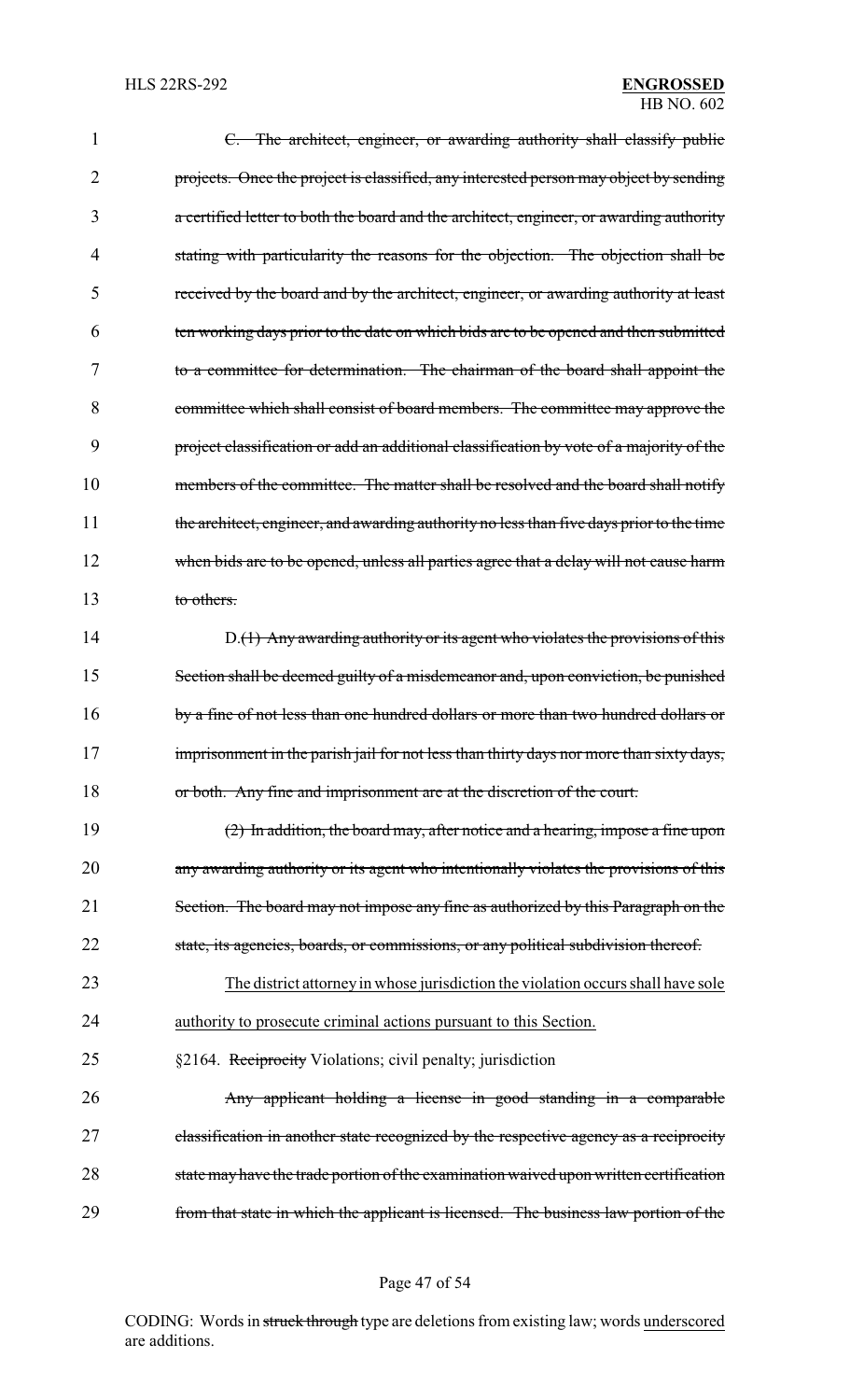~~C. The architect, engineer, or awarding authority shall classify public projects. Once the project is classified, any interested person may object by sending a certified letter to both the board and the architect, engineer, or awarding authority stating with particularity the reasons for the objection. The objection shall be received by the board and by the architect, engineer, or awarding authority at least ten working days prior to the date on which bids are to be opened and then submitted to a committee for determination. The chairman of the board shall appoint the committee which shall consist of board members. The committee may approve the project classification or add an additional classification by vote of a majority of the members of the committee. The matter shall be resolved and the board shall notify the architect, engineer, and awarding authority no less than five days prior to the time when bids are to be opened, unless all parties agree that a delay will not cause harm to others.~~

D.~~(1) Any awarding authority or its agent who violates the provisions of this Section shall be deemed guilty of a misdemeanor and, upon conviction, be punished by a fine of not less than one hundred dollars or more than two hundred dollars or imprisonment in the parish jail for not less than thirty days nor more than sixty days, or both. Any fine and imprisonment are at the discretion of the court.~~

~~(2) In addition, the board may, after notice and a hearing, impose a fine upon any awarding authority or its agent who intentionally violates the provisions of this Section. The board may not impose any fine as authorized by this Paragraph on the state, its agencies, boards, or commissions, or any political subdivision thereof.~~

<u>The district attorney in whose jurisdiction the violation occurs shall have sole authority to prosecute criminal actions pursuant to this Section.</u>

§2164. ~~Reciprocity~~ <u>Violations; civil penalty; jurisdiction</u>

~~Any applicant holding a license in good standing in a comparable classification in another state recognized by the respective agency as a reciprocity state may have the trade portion of the examination waived upon written certification from that state in which the applicant is licensed. The business law portion of the~~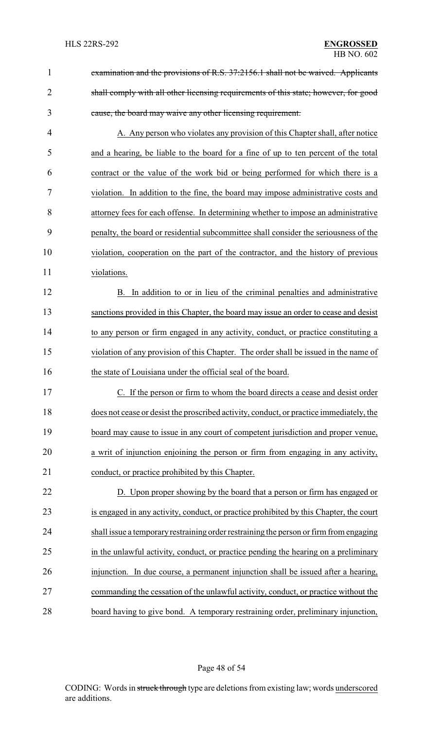~~examination and the provisions of R.S. 37:2156.1 shall not be waived. Applicants shall comply with all other licensing requirements of this state; however, for good cause, the board may waive any other licensing requirement.~~

<u>A. Any person who violates any provision of this Chapter shall, after notice and a hearing, be liable to the board for a fine of up to ten percent of the total contract or the value of the work bid or being performed for which there is a violation. In addition to the fine, the board may impose administrative costs and attorney fees for each offense. In determining whether to impose an administrative penalty, the board or residential subcommittee shall consider the seriousness of the violation, cooperation on the part of the contractor, and the history of previous violations.</u>

<u>B. In addition to or in lieu of the criminal penalties and administrative sanctions provided in this Chapter, the board may issue an order to cease and desist to any person or firm engaged in any activity, conduct, or practice constituting a violation of any provision of this Chapter. The order shall be issued in the name of the state of Louisiana under the official seal of the board.</u>

<u>C. If the person or firm to whom the board directs a cease and desist order does not cease or desist the proscribed activity, conduct, or practice immediately, the board may cause to issue in any court of competent jurisdiction and proper venue, a writ of injunction enjoining the person or firm from engaging in any activity, conduct, or practice prohibited by this Chapter.</u>

<u>D. Upon proper showing by the board that a person or firm has engaged or is engaged in any activity, conduct, or practice prohibited by this Chapter, the court shall issue a temporary restraining order restraining the person or firm from engaging in the unlawful activity, conduct, or practice pending the hearing on a preliminary injunction. In due course, a permanent injunction shall be issued after a hearing, commanding the cessation of the unlawful activity, conduct, or practice without the board having to give bond. A temporary restraining order, preliminary injunction,</u>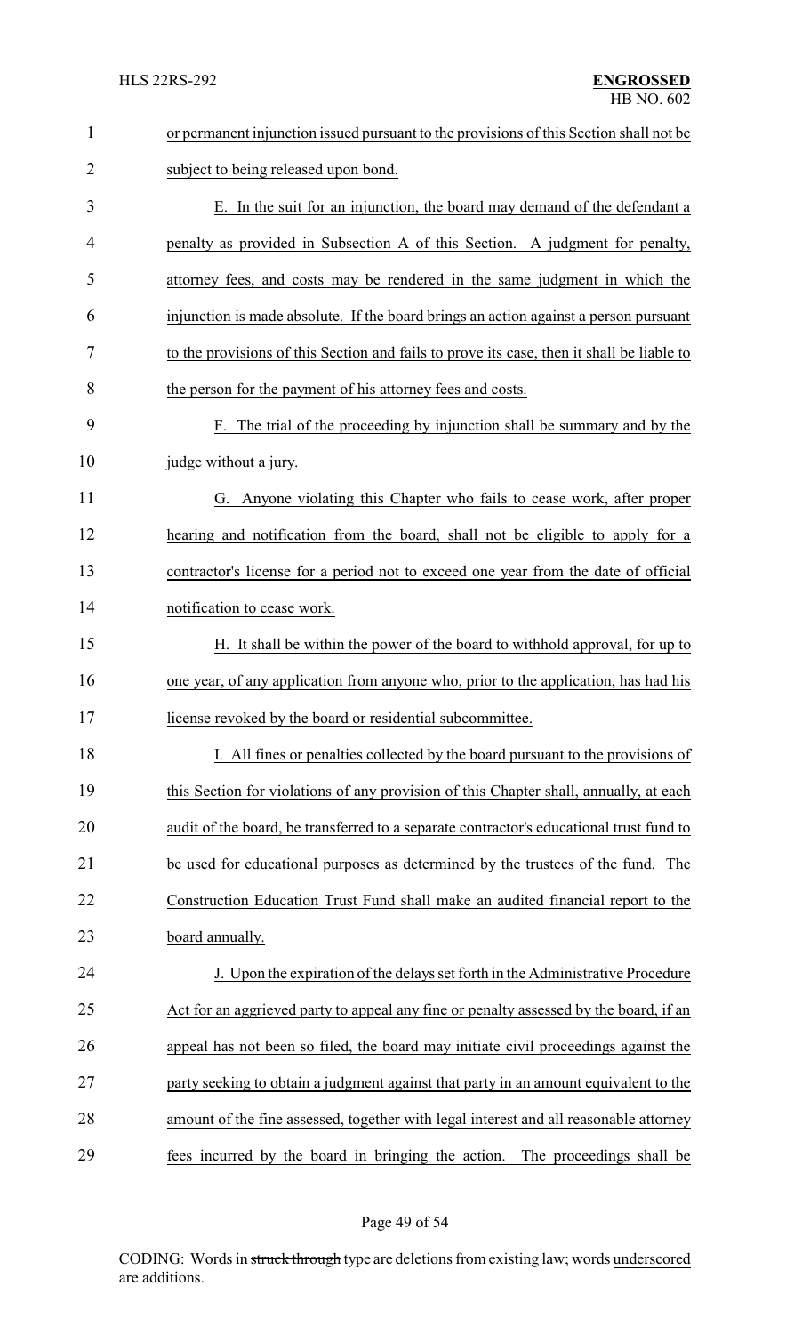or permanent injunction issued pursuant to the provisions of this Section shall not be subject to being released upon bond.

E. In the suit for an injunction, the board may demand of the defendant a penalty as provided in Subsection A of this Section. A judgment for penalty, attorney fees, and costs may be rendered in the same judgment in which the injunction is made absolute. If the board brings an action against a person pursuant to the provisions of this Section and fails to prove its case, then it shall be liable to the person for the payment of his attorney fees and costs.

F. The trial of the proceeding by injunction shall be summary and by the judge without a jury.

G. Anyone violating this Chapter who fails to cease work, after proper hearing and notification from the board, shall not be eligible to apply for a contractor's license for a period not to exceed one year from the date of official notification to cease work.

H. It shall be within the power of the board to withhold approval, for up to one year, of any application from anyone who, prior to the application, has had his license revoked by the board or residential subcommittee.

I. All fines or penalties collected by the board pursuant to the provisions of this Section for violations of any provision of this Chapter shall, annually, at each audit of the board, be transferred to a separate contractor's educational trust fund to be used for educational purposes as determined by the trustees of the fund. The Construction Education Trust Fund shall make an audited financial report to the board annually.

J. Upon the expiration of the delays set forth in the Administrative Procedure Act for an aggrieved party to appeal any fine or penalty assessed by the board, if an appeal has not been so filed, the board may initiate civil proceedings against the party seeking to obtain a judgment against that party in an amount equivalent to the amount of the fine assessed, together with legal interest and all reasonable attorney fees incurred by the board in bringing the action. The proceedings shall be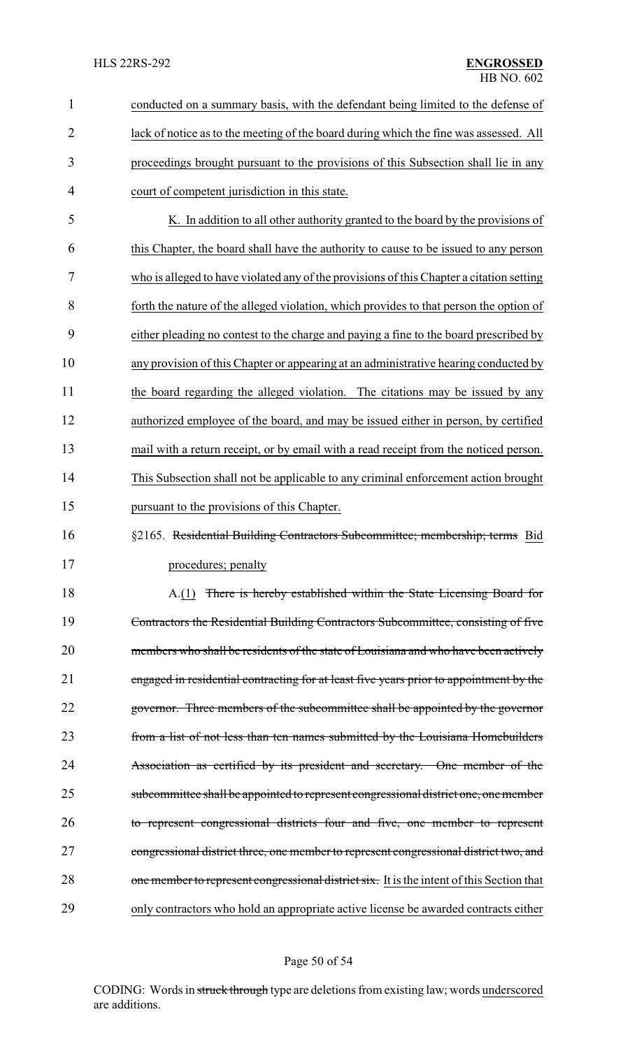conducted on a summary basis, with the defendant being limited to the defense of lack of notice as to the meeting of the board during which the fine was assessed. All proceedings brought pursuant to the provisions of this Subsection shall lie in any court of competent jurisdiction in this state.

K. In addition to all other authority granted to the board by the provisions of this Chapter, the board shall have the authority to cause to be issued to any person who is alleged to have violated any of the provisions of this Chapter a citation setting forth the nature of the alleged violation, which provides to that person the option of either pleading no contest to the charge and paying a fine to the board prescribed by any provision of this Chapter or appearing at an administrative hearing conducted by the board regarding the alleged violation. The citations may be issued by any authorized employee of the board, and may be issued either in person, by certified mail with a return receipt, or by email with a read receipt from the noticed person. This Subsection shall not be applicable to any criminal enforcement action brought pursuant to the provisions of this Chapter.

§2165. ~~Residential Building Contractors Subcommittee; membership; terms~~ Bid procedures; penalty

A.(1) ~~There is hereby established within the State Licensing Board for Contractors the Residential Building Contractors Subcommittee, consisting of five members who shall be residents of the state of Louisiana and who have been actively engaged in residential contracting for at least five years prior to appointment by the governor. Three members of the subcommittee shall be appointed by the governor from a list of not less than ten names submitted by the Louisiana Homebuilders Association as certified by its president and secretary. One member of the subcommittee shall be appointed to represent congressional district one, one member to represent congressional districts four and five, one member to represent congressional district three, one member to represent congressional district two, and one member to represent congressional district six.~~ It is the intent of this Section that only contractors who hold an appropriate active license be awarded contracts either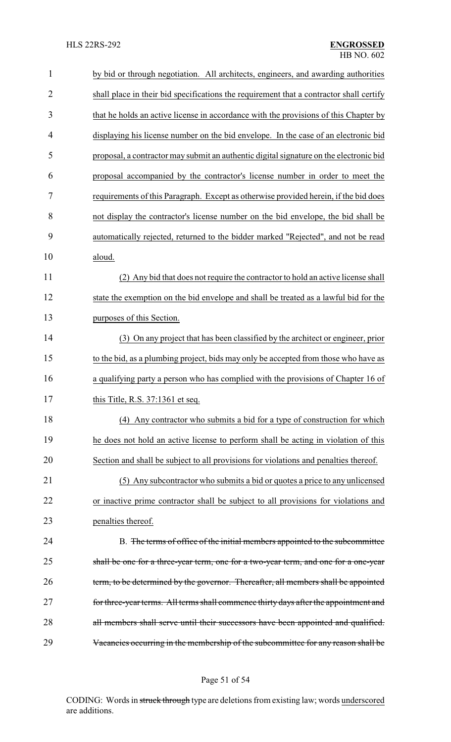by bid or through negotiation. All architects, engineers, and awarding authorities shall place in their bid specifications the requirement that a contractor shall certify that he holds an active license in accordance with the provisions of this Chapter by displaying his license number on the bid envelope. In the case of an electronic bid proposal, a contractor may submit an authentic digital signature on the electronic bid proposal accompanied by the contractor's license number in order to meet the requirements of this Paragraph. Except as otherwise provided herein, if the bid does not display the contractor's license number on the bid envelope, the bid shall be automatically rejected, returned to the bidder marked "Rejected", and not be read aloud.

(2) Any bid that does not require the contractor to hold an active license shall state the exemption on the bid envelope and shall be treated as a lawful bid for the purposes of this Section.

(3) On any project that has been classified by the architect or engineer, prior to the bid, as a plumbing project, bids may only be accepted from those who have as a qualifying party a person who has complied with the provisions of Chapter 16 of this Title, R.S. 37:1361 et seq.

(4) Any contractor who submits a bid for a type of construction for which he does not hold an active license to perform shall be acting in violation of this Section and shall be subject to all provisions for violations and penalties thereof.

(5) Any subcontractor who submits a bid or quotes a price to any unlicensed or inactive prime contractor shall be subject to all provisions for violations and penalties thereof.

B. ~~The terms of office of the initial members appointed to the subcommittee shall be one for a three-year term, one for a two-year term, and one for a one-year term, to be determined by the governor. Thereafter, all members shall be appointed for three-year terms. All terms shall commence thirty days after the appointment and all members shall serve until their successors have been appointed and qualified. Vacancies occurring in the membership of the subcommittee for any reason shall be~~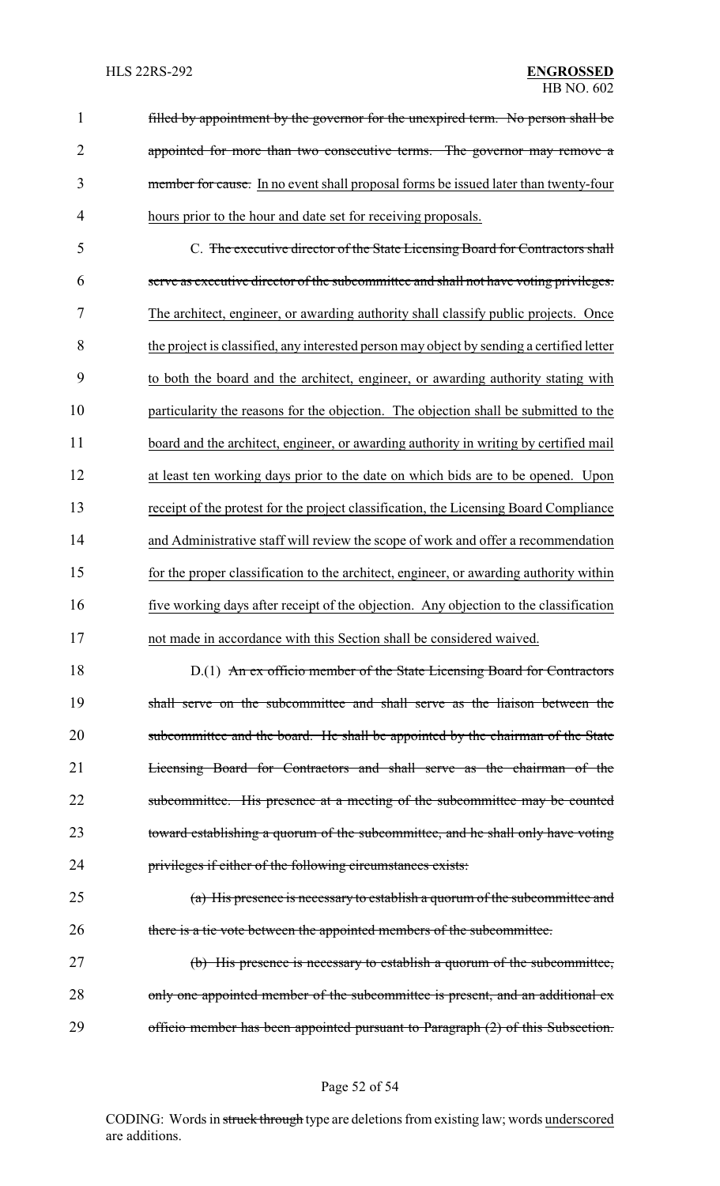filled by appointment by the governor for the unexpired term. No person shall be appointed for more than two consecutive terms. The governor may remove a member for cause. In no event shall proposal forms be issued later than twenty-four hours prior to the hour and date set for receiving proposals.

C. The executive director of the State Licensing Board for Contractors shall serve as executive director of the subcommittee and shall not have voting privileges. The architect, engineer, or awarding authority shall classify public projects. Once the project is classified, any interested person may object by sending a certified letter to both the board and the architect, engineer, or awarding authority stating with particularity the reasons for the objection. The objection shall be submitted to the board and the architect, engineer, or awarding authority in writing by certified mail at least ten working days prior to the date on which bids are to be opened. Upon receipt of the protest for the project classification, the Licensing Board Compliance and Administrative staff will review the scope of work and offer a recommendation for the proper classification to the architect, engineer, or awarding authority within five working days after receipt of the objection. Any objection to the classification not made in accordance with this Section shall be considered waived.

D.(1) An ex officio member of the State Licensing Board for Contractors shall serve on the subcommittee and shall serve as the liaison between the subcommittee and the board. He shall be appointed by the chairman of the State Licensing Board for Contractors and shall serve as the chairman of the subcommittee. His presence at a meeting of the subcommittee may be counted toward establishing a quorum of the subcommittee, and he shall only have voting privileges if either of the following circumstances exists:

(a) His presence is necessary to establish a quorum of the subcommittee and there is a tie vote between the appointed members of the subcommittee.

(b) His presence is necessary to establish a quorum of the subcommittee, only one appointed member of the subcommittee is present, and an additional ex officio member has been appointed pursuant to Paragraph (2) of this Subsection.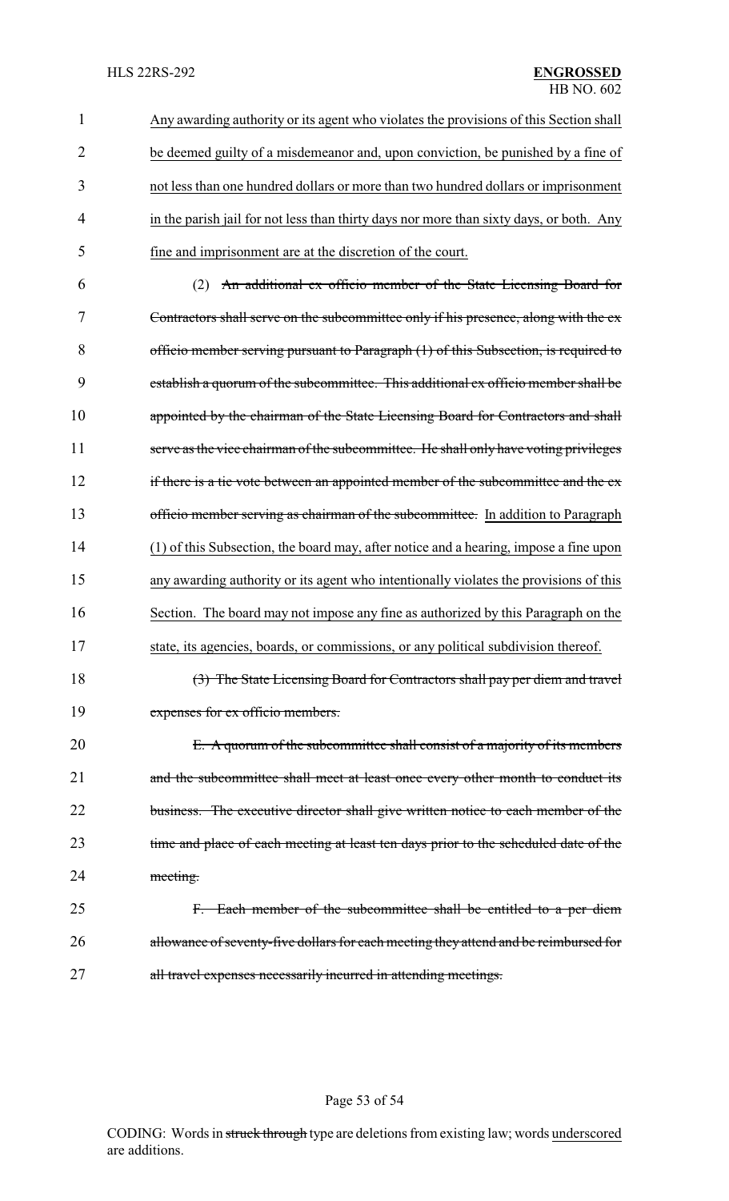Any awarding authority or its agent who violates the provisions of this Section shall be deemed guilty of a misdemeanor and, upon conviction, be punished by a fine of not less than one hundred dollars or more than two hundred dollars or imprisonment in the parish jail for not less than thirty days nor more than sixty days, or both. Any fine and imprisonment are at the discretion of the court.

(2) ~~An additional ex officio member of the State Licensing Board for Contractors shall serve on the subcommittee only if his presence, along with the ex officio member serving pursuant to Paragraph (1) of this Subsection, is required to establish a quorum of the subcommittee. This additional ex officio member shall be appointed by the chairman of the State Licensing Board for Contractors and shall serve as the vice chairman of the subcommittee. He shall only have voting privileges if there is a tie vote between an appointed member of the subcommittee and the ex officio member serving as chairman of the subcommittee.~~ In addition to Paragraph (1) of this Subsection, the board may, after notice and a hearing, impose a fine upon any awarding authority or its agent who intentionally violates the provisions of this Section. The board may not impose any fine as authorized by this Paragraph on the state, its agencies, boards, or commissions, or any political subdivision thereof.

~~(3) The State Licensing Board for Contractors shall pay per diem and travel expenses for ex officio members.~~

~~E. A quorum of the subcommittee shall consist of a majority of its members and the subcommittee shall meet at least once every other month to conduct its business. The executive director shall give written notice to each member of the time and place of each meeting at least ten days prior to the scheduled date of the meeting.~~

~~F. Each member of the subcommittee shall be entitled to a per diem allowance of seventy-five dollars for each meeting they attend and be reimbursed for all travel expenses necessarily incurred in attending meetings.~~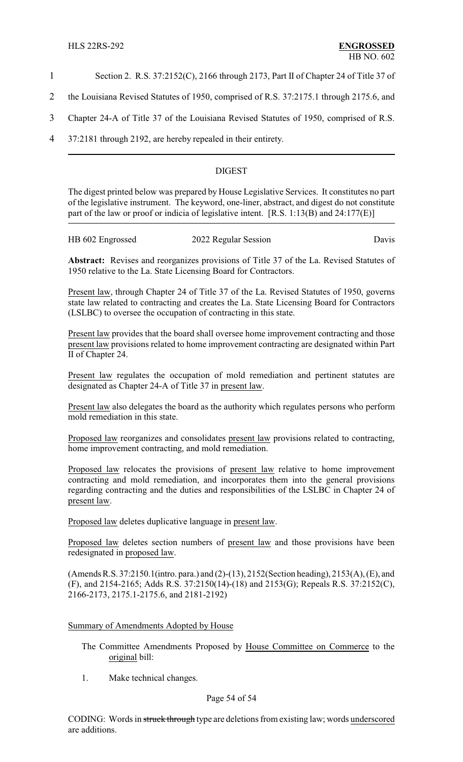1 Section 2. R.S. 37:2152(C), 2166 through 2173, Part II of Chapter 24 of Title 37 of

2 the Louisiana Revised Statutes of 1950, comprised of R.S. 37:2175.1 through 2175.6, and

3 Chapter 24-A of Title 37 of the Louisiana Revised Statutes of 1950, comprised of R.S.

4 37:2181 through 2192, are hereby repealed in their entirety.

---

## DIGEST

The digest printed below was prepared by House Legislative Services. It constitutes no part of the legislative instrument. The keyword, one-liner, abstract, and digest do not constitute part of the law or proof or indicia of legislative intent. [R.S. 1:13(B) and 24:177(E)]

---

HB 602 Engrossed 2022 Regular Session Davis

**Abstract:** Revises and reorganizes provisions of Title 37 of the La. Revised Statutes of 1950 relative to the La. State Licensing Board for Contractors.

Present law, through Chapter 24 of Title 37 of the La. Revised Statutes of 1950, governs state law related to contracting and creates the La. State Licensing Board for Contractors (LSLBC) to oversee the occupation of contracting in this state.

Present law provides that the board shall oversee home improvement contracting and those present law provisions related to home improvement contracting are designated within Part II of Chapter 24.

Present law regulates the occupation of mold remediation and pertinent statutes are designated as Chapter 24-A of Title 37 in present law.

Present law also delegates the board as the authority which regulates persons who perform mold remediation in this state.

Proposed law reorganizes and consolidates present law provisions related to contracting, home improvement contracting, and mold remediation.

Proposed law relocates the provisions of present law relative to home improvement contracting and mold remediation, and incorporates them into the general provisions regarding contracting and the duties and responsibilities of the LSLBC in Chapter 24 of present law.

Proposed law deletes duplicative language in present law.

Proposed law deletes section numbers of present law and those provisions have been redesignated in proposed law.

(Amends R.S. 37:2150.1(intro. para.) and (2)-(13), 2152(Section heading), 2153(A), (E), and (F), and 2154-2165; Adds R.S. 37:2150(14)-(18) and 2153(G); Repeals R.S. 37:2152(C), 2166-2173, 2175.1-2175.6, and 2181-2192)

Summary of Amendments Adopted by House

The Committee Amendments Proposed by House Committee on Commerce to the original bill:

1. Make technical changes.

CODING: Words in ~~struck through~~ type are deletions from existing law; words underscored are additions.